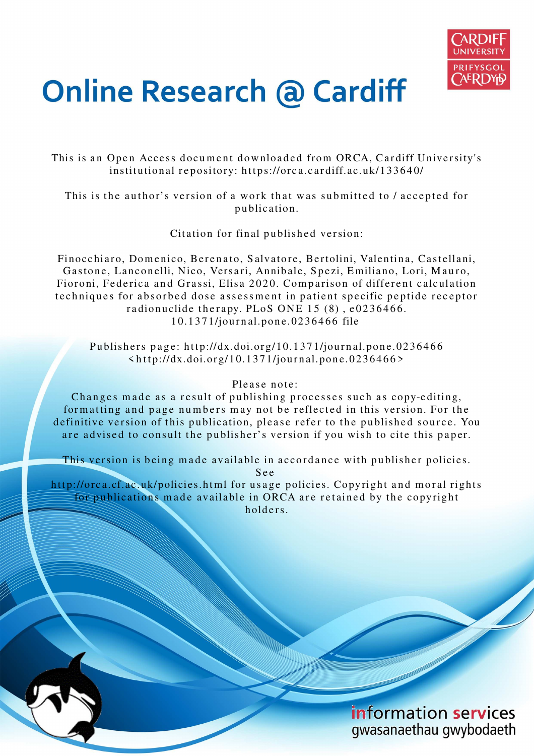# Online Research @ Cardiff

This is an Open Access document downloaded from ORCA, Cardiff University's institutional repository: https://orca.cardiff.ac.uk/133640/

This is the author's version of a work that was submitted to / accepted for publication.

Citation for final published version:

Finocchiaro, Domenico, Berenato, Salvatore, Bertolini, Valentina, Castellani, Gastone, Lanconelli, Nico, Versari, Annibale, Spezi, Emiliano, Lori, Mauro, Fioroni, Federica and Grassi, Elisa 2020. Comparison of different calculation techniques for absorbed dose assessment in patient specific peptide receptor radionuclide therapy. PLoS ONE 15 (8) , e0236466. 10.1371/journal.pone.0236466 file

Publishers page: http://dx.doi.org/10.1371/journal.pone.0236466 <http://dx.doi.org/10.1371/journal.pone.0236466>

Please note:
Changes made as a result of publishing processes such as copy-editing, formatting and page numbers may not be reflected in this version. For the definitive version of this publication, please refer to the published source. You are advised to consult the publisher's version if you wish to cite this paper.

This version is being made available in accordance with publisher policies. See
http://orca.cf.ac.uk/policies.html for usage policies. Copyright and moral rights for publications made available in ORCA are retained by the copyright holders.

information services
gwasanaethau gwybodaeth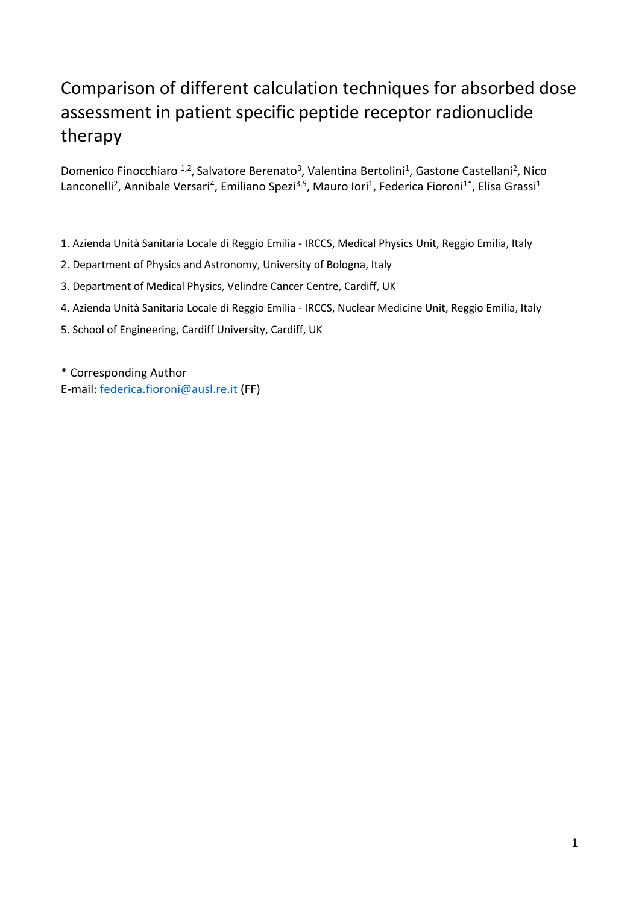# Comparison of different calculation techniques for absorbed dose assessment in patient specific peptide receptor radionuclide therapy

Domenico Finocchiaro [1,2], Salvatore Berenato[3], Valentina Bertolini[1], Gastone Castellani[2], Nico Lanconelli[2], Annibale Versari[4], Emiliano Spezi[3,5], Mauro Iori[1], Federica Fioroni[1*], Elisa Grassi[1]

1. Azienda Unità Sanitaria Locale di Reggio Emilia - IRCCS, Medical Physics Unit, Reggio Emilia, Italy
2. Department of Physics and Astronomy, University of Bologna, Italy
3. Department of Medical Physics, Velindre Cancer Centre, Cardiff, UK
4. Azienda Unità Sanitaria Locale di Reggio Emilia - IRCCS, Nuclear Medicine Unit, Reggio Emilia, Italy
5. School of Engineering, Cardiff University, Cardiff, UK

\* Corresponding Author
E-mail: federica.fioroni@ausl.re.it (FF)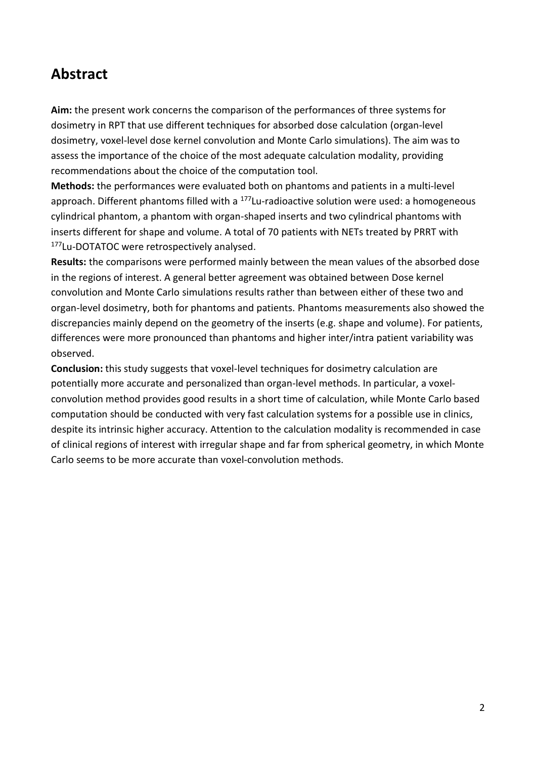## Abstract

**Aim:** the present work concerns the comparison of the performances of three systems for dosimetry in RPT that use different techniques for absorbed dose calculation (organ-level dosimetry, voxel-level dose kernel convolution and Monte Carlo simulations). The aim was to assess the importance of the choice of the most adequate calculation modality, providing recommendations about the choice of the computation tool.

**Methods:** the performances were evaluated both on phantoms and patients in a multi-level approach. Different phantoms filled with a $^{177}$Lu-radioactive solution were used: a homogeneous cylindrical phantom, a phantom with organ-shaped inserts and two cylindrical phantoms with inserts different for shape and volume. A total of 70 patients with NETs treated by PRRT with $^{177}$Lu-DOTATOC were retrospectively analysed.

**Results:** the comparisons were performed mainly between the mean values of the absorbed dose in the regions of interest. A general better agreement was obtained between Dose kernel convolution and Monte Carlo simulations results rather than between either of these two and organ-level dosimetry, both for phantoms and patients. Phantoms measurements also showed the discrepancies mainly depend on the geometry of the inserts (e.g. shape and volume). For patients, differences were more pronounced than phantoms and higher inter/intra patient variability was observed.

**Conclusion:** this study suggests that voxel-level techniques for dosimetry calculation are potentially more accurate and personalized than organ-level methods. In particular, a voxel-convolution method provides good results in a short time of calculation, while Monte Carlo based computation should be conducted with very fast calculation systems for a possible use in clinics, despite its intrinsic higher accuracy. Attention to the calculation modality is recommended in case of clinical regions of interest with irregular shape and far from spherical geometry, in which Monte Carlo seems to be more accurate than voxel-convolution methods.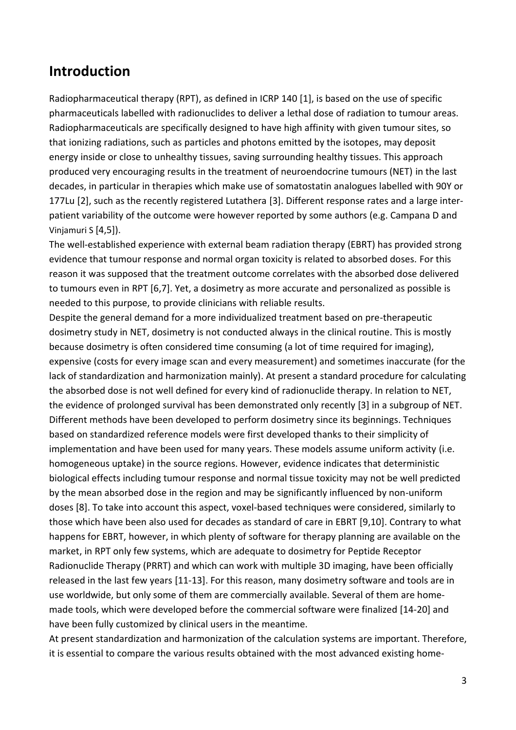# Introduction

Radiopharmaceutical therapy (RPT), as defined in ICRP 140 [1], is based on the use of specific pharmaceuticals labelled with radionuclides to deliver a lethal dose of radiation to tumour areas. Radiopharmaceuticals are specifically designed to have high affinity with given tumour sites, so that ionizing radiations, such as particles and photons emitted by the isotopes, may deposit energy inside or close to unhealthy tissues, saving surrounding healthy tissues. This approach produced very encouraging results in the treatment of neuroendocrine tumours (NET) in the last decades, in particular in therapies which make use of somatostatin analogues labelled with 90Y or 177Lu [2], such as the recently registered Lutathera [3]. Different response rates and a large inter-patient variability of the outcome were however reported by some authors (e.g. Campana D and Vinjamuri S [4,5]).

The well-established experience with external beam radiation therapy (EBRT) has provided strong evidence that tumour response and normal organ toxicity is related to absorbed doses. For this reason it was supposed that the treatment outcome correlates with the absorbed dose delivered to tumours even in RPT [6,7]. Yet, a dosimetry as more accurate and personalized as possible is needed to this purpose, to provide clinicians with reliable results.

Despite the general demand for a more individualized treatment based on pre-therapeutic dosimetry study in NET, dosimetry is not conducted always in the clinical routine. This is mostly because dosimetry is often considered time consuming (a lot of time required for imaging), expensive (costs for every image scan and every measurement) and sometimes inaccurate (for the lack of standardization and harmonization mainly). At present a standard procedure for calculating the absorbed dose is not well defined for every kind of radionuclide therapy. In relation to NET, the evidence of prolonged survival has been demonstrated only recently [3] in a subgroup of NET. Different methods have been developed to perform dosimetry since its beginnings. Techniques based on standardized reference models were first developed thanks to their simplicity of implementation and have been used for many years. These models assume uniform activity (i.e. homogeneous uptake) in the source regions. However, evidence indicates that deterministic biological effects including tumour response and normal tissue toxicity may not be well predicted by the mean absorbed dose in the region and may be significantly influenced by non-uniform doses [8]. To take into account this aspect, voxel-based techniques were considered, similarly to those which have been also used for decades as standard of care in EBRT [9,10]. Contrary to what happens for EBRT, however, in which plenty of software for therapy planning are available on the market, in RPT only few systems, which are adequate to dosimetry for Peptide Receptor Radionuclide Therapy (PRRT) and which can work with multiple 3D imaging, have been officially released in the last few years [11-13]. For this reason, many dosimetry software and tools are in use worldwide, but only some of them are commercially available. Several of them are home-made tools, which were developed before the commercial software were finalized [14-20] and have been fully customized by clinical users in the meantime.

At present standardization and harmonization of the calculation systems are important. Therefore, it is essential to compare the various results obtained with the most advanced existing home-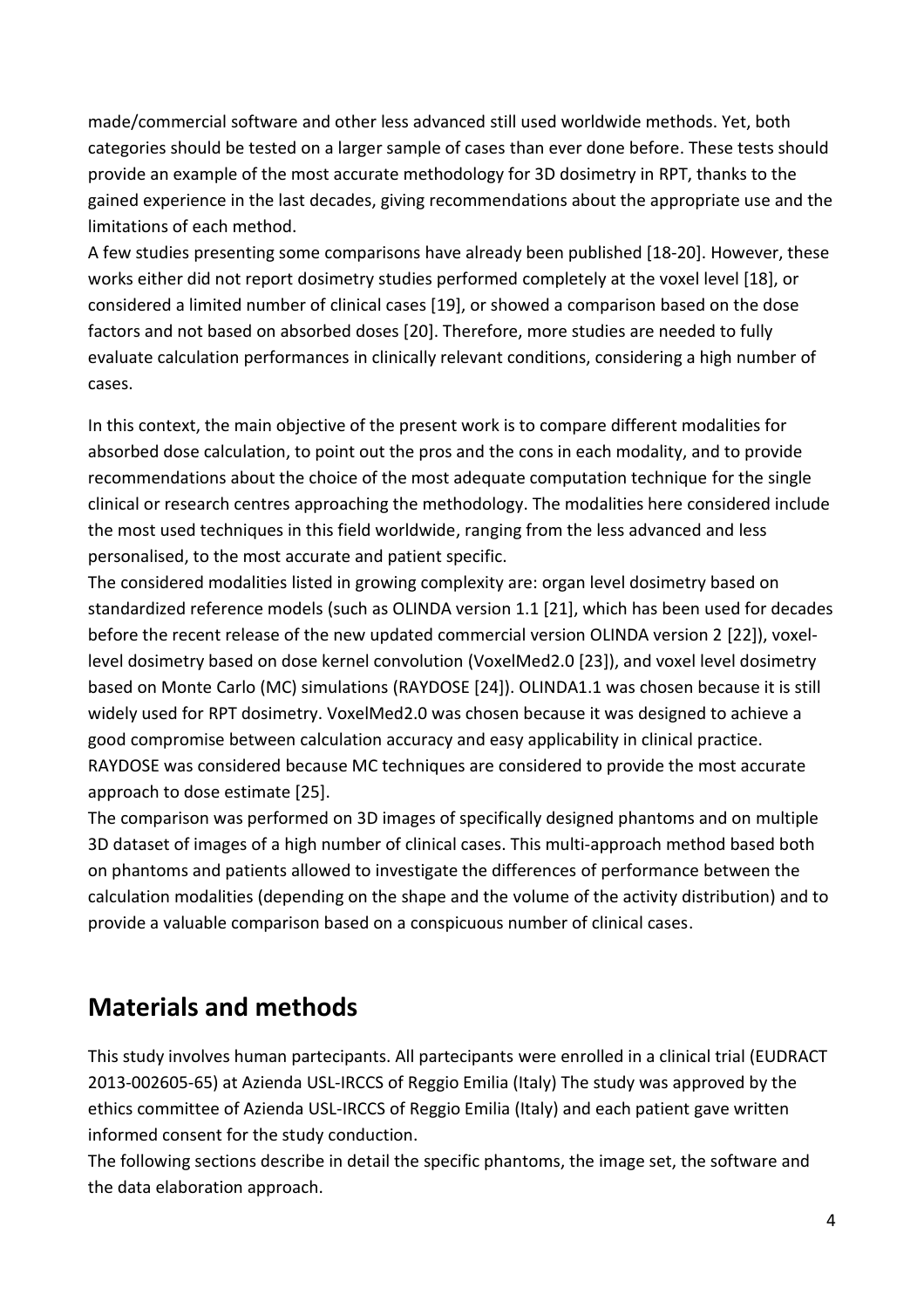made/commercial software and other less advanced still used worldwide methods. Yet, both categories should be tested on a larger sample of cases than ever done before. These tests should provide an example of the most accurate methodology for 3D dosimetry in RPT, thanks to the gained experience in the last decades, giving recommendations about the appropriate use and the limitations of each method.

A few studies presenting some comparisons have already been published [18-20]. However, these works either did not report dosimetry studies performed completely at the voxel level [18], or considered a limited number of clinical cases [19], or showed a comparison based on the dose factors and not based on absorbed doses [20]. Therefore, more studies are needed to fully evaluate calculation performances in clinically relevant conditions, considering a high number of cases.

In this context, the main objective of the present work is to compare different modalities for absorbed dose calculation, to point out the pros and the cons in each modality, and to provide recommendations about the choice of the most adequate computation technique for the single clinical or research centres approaching the methodology. The modalities here considered include the most used techniques in this field worldwide, ranging from the less advanced and less personalised, to the most accurate and patient specific.

The considered modalities listed in growing complexity are: organ level dosimetry based on standardized reference models (such as OLINDA version 1.1 [21], which has been used for decades before the recent release of the new updated commercial version OLINDA version 2 [22]), voxel-level dosimetry based on dose kernel convolution (VoxelMed2.0 [23]), and voxel level dosimetry based on Monte Carlo (MC) simulations (RAYDOSE [24]). OLINDA1.1 was chosen because it is still widely used for RPT dosimetry. VoxelMed2.0 was chosen because it was designed to achieve a good compromise between calculation accuracy and easy applicability in clinical practice. RAYDOSE was considered because MC techniques are considered to provide the most accurate approach to dose estimate [25].

The comparison was performed on 3D images of specifically designed phantoms and on multiple 3D dataset of images of a high number of clinical cases. This multi-approach method based both on phantoms and patients allowed to investigate the differences of performance between the calculation modalities (depending on the shape and the volume of the activity distribution) and to provide a valuable comparison based on a conspicuous number of clinical cases.

## Materials and methods

This study involves human partecipants. All partecipants were enrolled in a clinical trial (EUDRACT 2013-002605-65) at Azienda USL-IRCCS of Reggio Emilia (Italy) The study was approved by the ethics committee of Azienda USL-IRCCS of Reggio Emilia (Italy) and each patient gave written informed consent for the study conduction.

The following sections describe in detail the specific phantoms, the image set, the software and the data elaboration approach.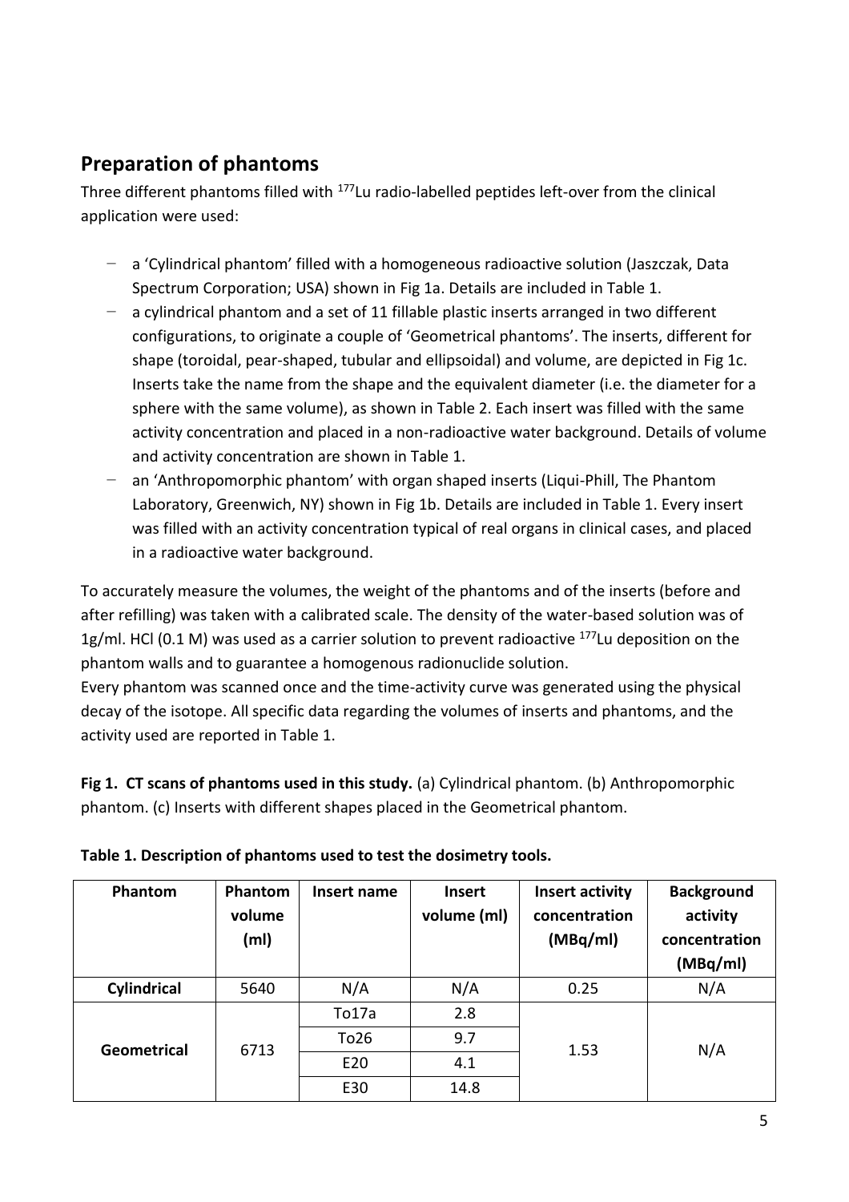## Preparation of phantoms

Three different phantoms filled with $^{177}$Lu radio-labelled peptides left-over from the clinical application were used:

- a 'Cylindrical phantom' filled with a homogeneous radioactive solution (Jaszczak, Data Spectrum Corporation; USA) shown in Fig 1a. Details are included in Table 1.
- a cylindrical phantom and a set of 11 fillable plastic inserts arranged in two different configurations, to originate a couple of 'Geometrical phantoms'. The inserts, different for shape (toroidal, pear-shaped, tubular and ellipsoidal) and volume, are depicted in Fig 1c. Inserts take the name from the shape and the equivalent diameter (i.e. the diameter for a sphere with the same volume), as shown in Table 2. Each insert was filled with the same activity concentration and placed in a non-radioactive water background. Details of volume and activity concentration are shown in Table 1.
- an 'Anthropomorphic phantom' with organ shaped inserts (Liqui-Phill, The Phantom Laboratory, Greenwich, NY) shown in Fig 1b. Details are included in Table 1. Every insert was filled with an activity concentration typical of real organs in clinical cases, and placed in a radioactive water background.

To accurately measure the volumes, the weight of the phantoms and of the inserts (before and after refilling) was taken with a calibrated scale. The density of the water-based solution was of 1g/ml. HCl (0.1 M) was used as a carrier solution to prevent radioactive $^{177}$Lu deposition on the phantom walls and to guarantee a homogenous radionuclide solution.
Every phantom was scanned once and the time-activity curve was generated using the physical decay of the isotope. All specific data regarding the volumes of inserts and phantoms, and the activity used are reported in Table 1.

**Fig 1. CT scans of phantoms used in this study.** (a) Cylindrical phantom. (b) Anthropomorphic phantom. (c) Inserts with different shapes placed in the Geometrical phantom.

**Table 1. Description of phantoms used to test the dosimetry tools.**

| Phantom | Phantom volume (ml) | Insert name | Insert volume (ml) | Insert activity concentration (MBq/ml) | Background activity concentration (MBq/ml) |
|---|---|---|---|---|---|
| **Cylindrical** | 5640 | N/A | N/A | 0.25 | N/A |
| **Geometrical** | 6713 | To17a | 2.8 | 1.53 | N/A |
| | | To26 | 9.7 | | |
| | | E20 | 4.1 | | |
| | | E30 | 14.8 | | |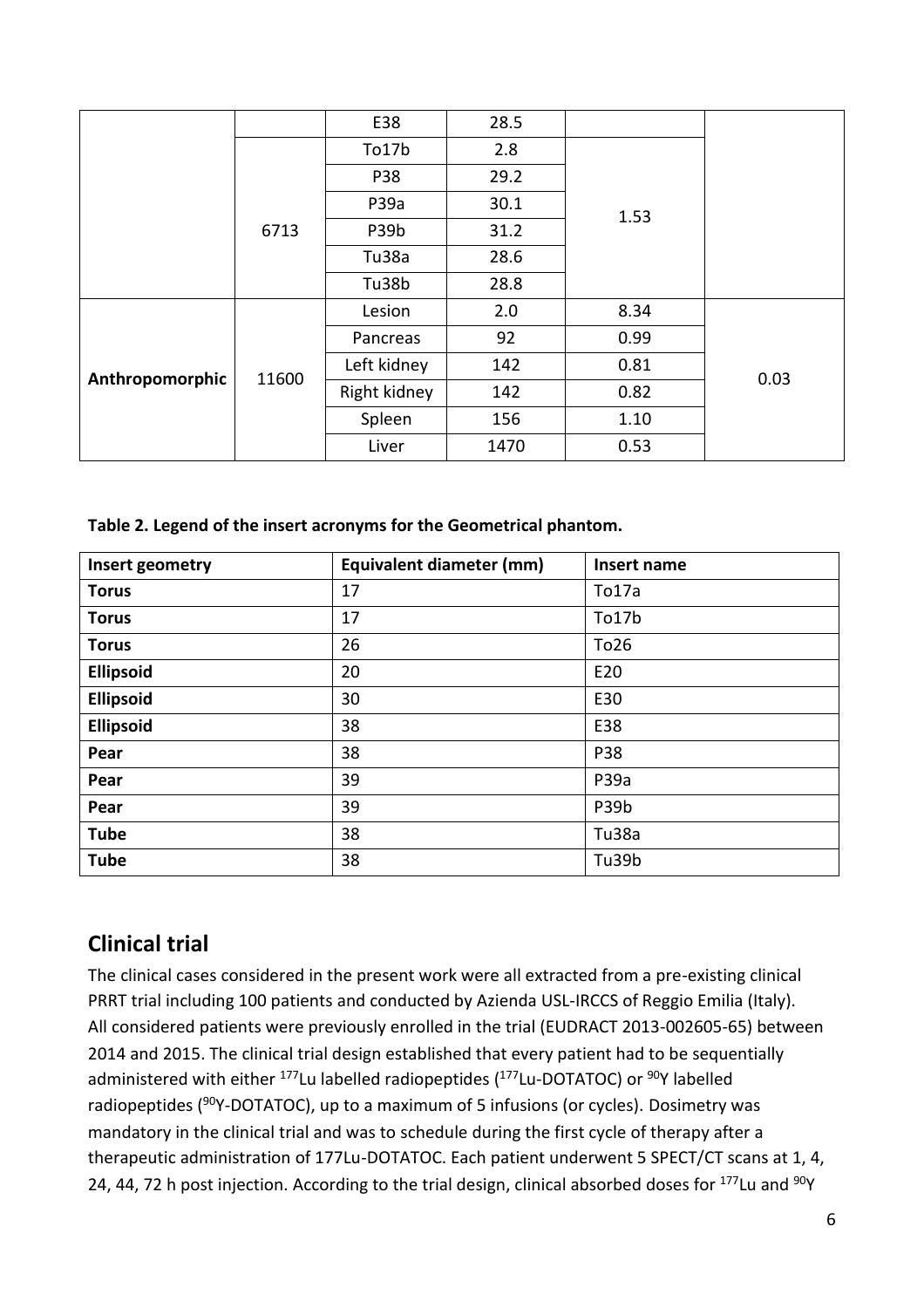| | | E38 | 28.5 | | |
|---|---|---|---|---|---|
| | 6713 | To17b | 2.8 | 1.53 | |
| | | P38 | 29.2 | | |
| | | P39a | 30.1 | | |
| | | P39b | 31.2 | | |
| | | Tu38a | 28.6 | | |
| | | Tu38b | 28.8 | | |
| **Anthropomorphic** | 11600 | Lesion | 2.0 | 8.34 | 0.03 |
| | | Pancreas | 92 | 0.99 | |
| | | Left kidney | 142 | 0.81 | |
| | | Right kidney | 142 | 0.82 | |
| | | Spleen | 156 | 1.10 | |
| | | Liver | 1470 | 0.53 | |

**Table 2. Legend of the insert acronyms for the Geometrical phantom.**

| Insert geometry | Equivalent diameter (mm) | Insert name |
|---|---|---|
| **Torus** | 17 | To17a |
| **Torus** | 17 | To17b |
| **Torus** | 26 | To26 |
| **Ellipsoid** | 20 | E20 |
| **Ellipsoid** | 30 | E30 |
| **Ellipsoid** | 38 | E38 |
| **Pear** | 38 | P38 |
| **Pear** | 39 | P39a |
| **Pear** | 39 | P39b |
| **Tube** | 38 | Tu38a |
| **Tube** | 38 | Tu39b |

## Clinical trial

The clinical cases considered in the present work were all extracted from a pre-existing clinical PRRT trial including 100 patients and conducted by Azienda USL-IRCCS of Reggio Emilia (Italy). All considered patients were previously enrolled in the trial (EUDRACT 2013-002605-65) between 2014 and 2015. The clinical trial design established that every patient had to be sequentially administered with either $^{177}$Lu labelled radiopeptides ($^{177}$Lu-DOTATOC) or $^{90}$Y labelled radiopeptides ($^{90}$Y-DOTATOC), up to a maximum of 5 infusions (or cycles). Dosimetry was mandatory in the clinical trial and was to schedule during the first cycle of therapy after a therapeutic administration of 177Lu-DOTATOC. Each patient underwent 5 SPECT/CT scans at 1, 4, 24, 44, 72 h post injection. According to the trial design, clinical absorbed doses for $^{177}$Lu and $^{90}$Y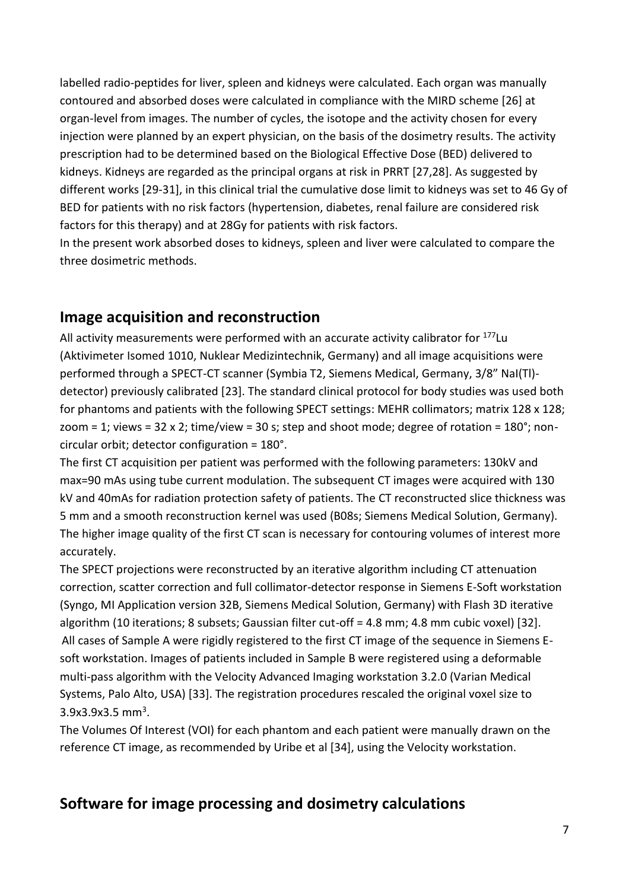labelled radio-peptides for liver, spleen and kidneys were calculated. Each organ was manually contoured and absorbed doses were calculated in compliance with the MIRD scheme [26] at organ-level from images. The number of cycles, the isotope and the activity chosen for every injection were planned by an expert physician, on the basis of the dosimetry results. The activity prescription had to be determined based on the Biological Effective Dose (BED) delivered to kidneys. Kidneys are regarded as the principal organs at risk in PRRT [27,28]. As suggested by different works [29-31], in this clinical trial the cumulative dose limit to kidneys was set to 46 Gy of BED for patients with no risk factors (hypertension, diabetes, renal failure are considered risk factors for this therapy) and at 28Gy for patients with risk factors.

In the present work absorbed doses to kidneys, spleen and liver were calculated to compare the three dosimetric methods.

## Image acquisition and reconstruction

All activity measurements were performed with an accurate activity calibrator for $^{177}$Lu (Aktivimeter Isomed 1010, Nuklear Medizintechnik, Germany) and all image acquisitions were performed through a SPECT-CT scanner (Symbia T2, Siemens Medical, Germany, 3/8" NaI(Tl)-detector) previously calibrated [23]. The standard clinical protocol for body studies was used both for phantoms and patients with the following SPECT settings: MEHR collimators; matrix 128 x 128; zoom = 1; views = 32 x 2; time/view = 30 s; step and shoot mode; degree of rotation = 180°; non-circular orbit; detector configuration = 180°.

The first CT acquisition per patient was performed with the following parameters: 130kV and max=90 mAs using tube current modulation. The subsequent CT images were acquired with 130 kV and 40mAs for radiation protection safety of patients. The CT reconstructed slice thickness was 5 mm and a smooth reconstruction kernel was used (B08s; Siemens Medical Solution, Germany). The higher image quality of the first CT scan is necessary for contouring volumes of interest more accurately.

The SPECT projections were reconstructed by an iterative algorithm including CT attenuation correction, scatter correction and full collimator-detector response in Siemens E-Soft workstation (Syngo, MI Application version 32B, Siemens Medical Solution, Germany) with Flash 3D iterative algorithm (10 iterations; 8 subsets; Gaussian filter cut-off = 4.8 mm; 4.8 mm cubic voxel) [32].

All cases of Sample A were rigidly registered to the first CT image of the sequence in Siemens E-soft workstation. Images of patients included in Sample B were registered using a deformable multi-pass algorithm with the Velocity Advanced Imaging workstation 3.2.0 (Varian Medical Systems, Palo Alto, USA) [33]. The registration procedures rescaled the original voxel size to 3.9x3.9x3.5 mm$^3$.

The Volumes Of Interest (VOI) for each phantom and each patient were manually drawn on the reference CT image, as recommended by Uribe et al [34], using the Velocity workstation.

## Software for image processing and dosimetry calculations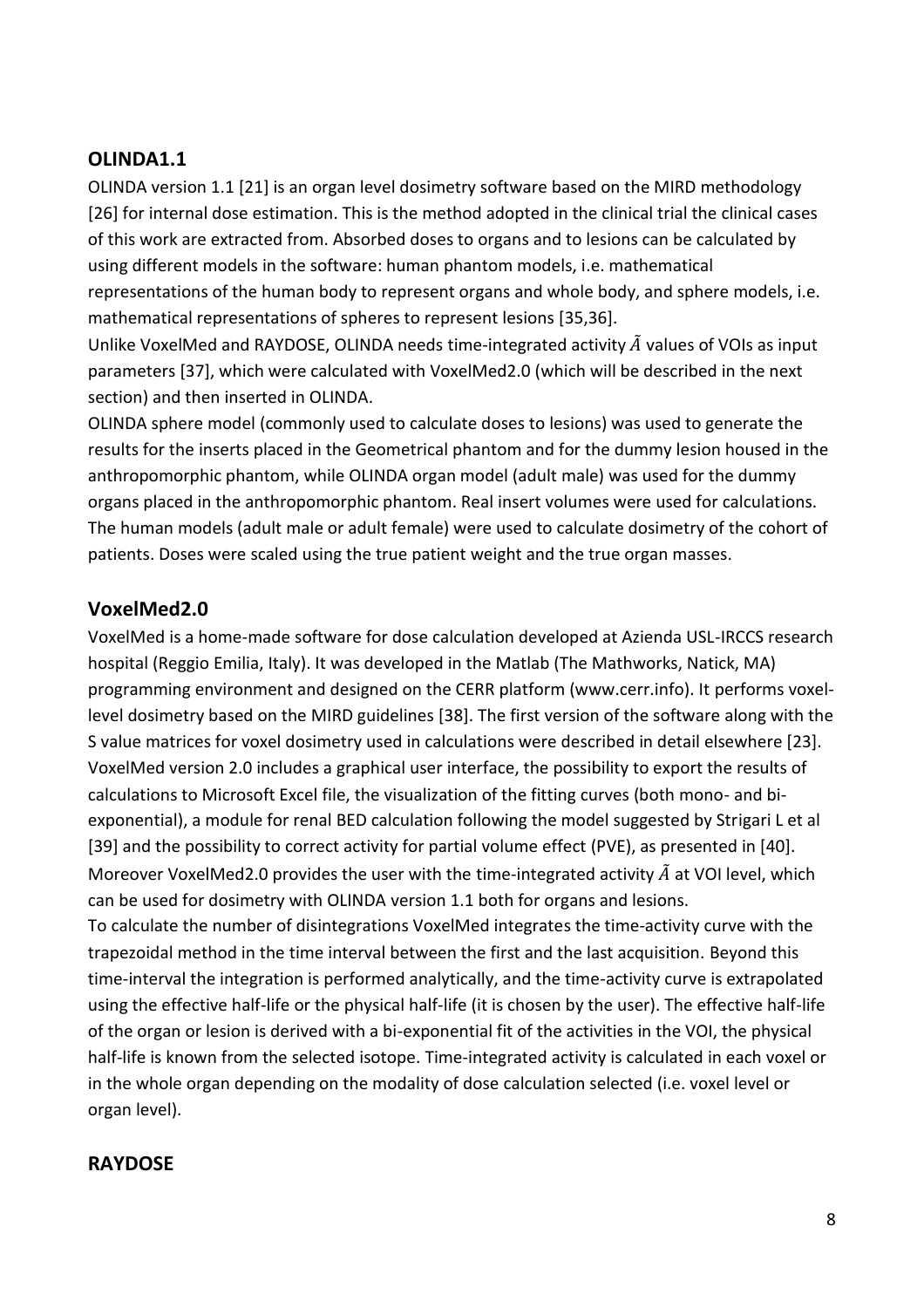## OLINDA1.1

OLINDA version 1.1 [21] is an organ level dosimetry software based on the MIRD methodology [26] for internal dose estimation. This is the method adopted in the clinical trial the clinical cases of this work are extracted from. Absorbed doses to organs and to lesions can be calculated by using different models in the software: human phantom models, i.e. mathematical representations of the human body to represent organs and whole body, and sphere models, i.e. mathematical representations of spheres to represent lesions [35,36].

Unlike VoxelMed and RAYDOSE, OLINDA needs time-integrated activity $\tilde{A}$ values of VOIs as input parameters [37], which were calculated with VoxelMed2.0 (which will be described in the next section) and then inserted in OLINDA.

OLINDA sphere model (commonly used to calculate doses to lesions) was used to generate the results for the inserts placed in the Geometrical phantom and for the dummy lesion housed in the anthropomorphic phantom, while OLINDA organ model (adult male) was used for the dummy organs placed in the anthropomorphic phantom. Real insert volumes were used for calculations. The human models (adult male or adult female) were used to calculate dosimetry of the cohort of patients. Doses were scaled using the true patient weight and the true organ masses.

## VoxelMed2.0

VoxelMed is a home-made software for dose calculation developed at Azienda USL-IRCCS research hospital (Reggio Emilia, Italy). It was developed in the Matlab (The Mathworks, Natick, MA) programming environment and designed on the CERR platform (www.cerr.info). It performs voxel-level dosimetry based on the MIRD guidelines [38]. The first version of the software along with the S value matrices for voxel dosimetry used in calculations were described in detail elsewhere [23]. VoxelMed version 2.0 includes a graphical user interface, the possibility to export the results of calculations to Microsoft Excel file, the visualization of the fitting curves (both mono- and bi-exponential), a module for renal BED calculation following the model suggested by Strigari L et al [39] and the possibility to correct activity for partial volume effect (PVE), as presented in [40]. Moreover VoxelMed2.0 provides the user with the time-integrated activity $\tilde{A}$ at VOI level, which can be used for dosimetry with OLINDA version 1.1 both for organs and lesions.

To calculate the number of disintegrations VoxelMed integrates the time-activity curve with the trapezoidal method in the time interval between the first and the last acquisition. Beyond this time-interval the integration is performed analytically, and the time-activity curve is extrapolated using the effective half-life or the physical half-life (it is chosen by the user). The effective half-life of the organ or lesion is derived with a bi-exponential fit of the activities in the VOI, the physical half-life is known from the selected isotope. Time-integrated activity is calculated in each voxel or in the whole organ depending on the modality of dose calculation selected (i.e. voxel level or organ level).

## RAYDOSE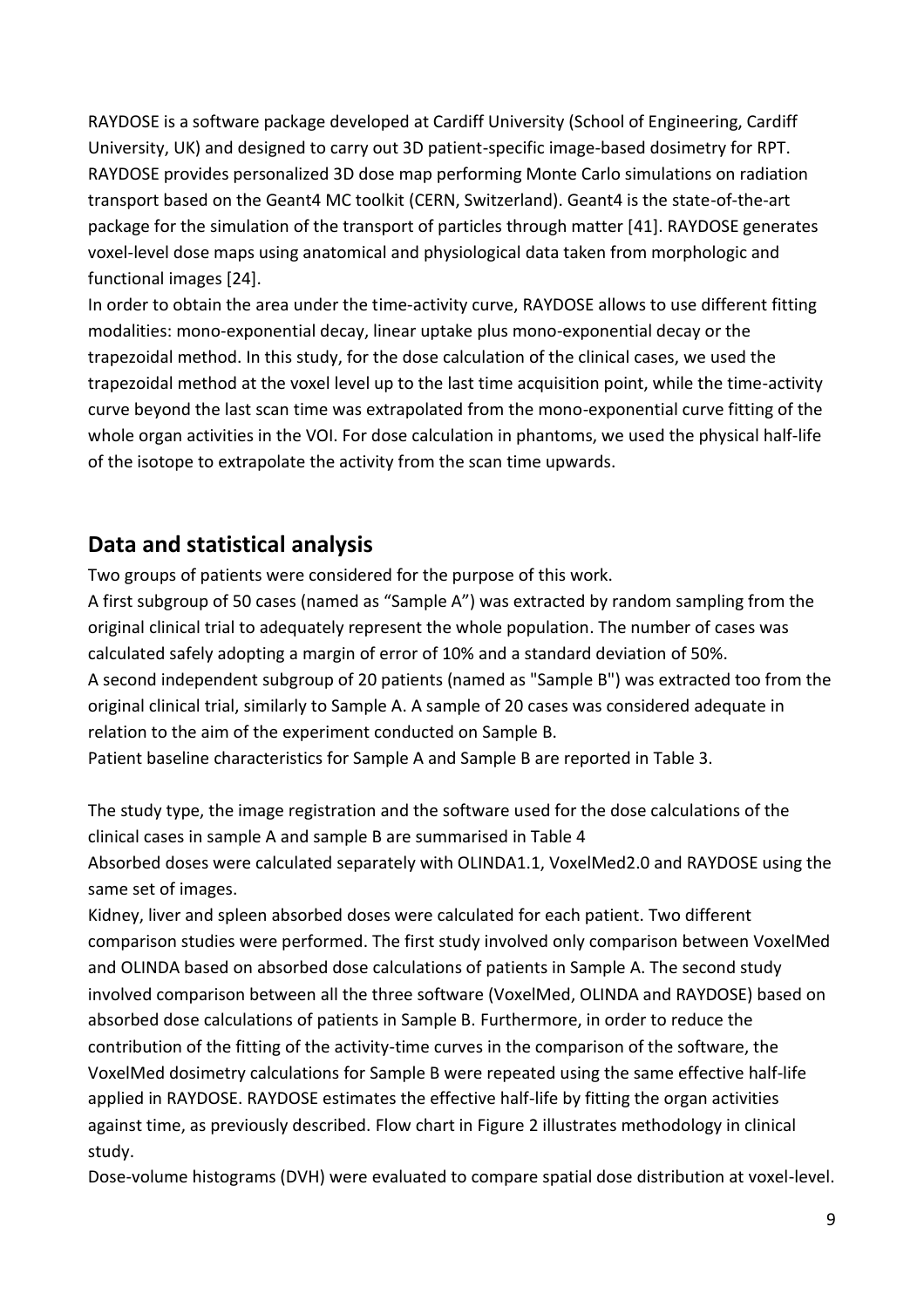RAYDOSE is a software package developed at Cardiff University (School of Engineering, Cardiff University, UK) and designed to carry out 3D patient-specific image-based dosimetry for RPT. RAYDOSE provides personalized 3D dose map performing Monte Carlo simulations on radiation transport based on the Geant4 MC toolkit (CERN, Switzerland). Geant4 is the state-of-the-art package for the simulation of the transport of particles through matter [41]. RAYDOSE generates voxel-level dose maps using anatomical and physiological data taken from morphologic and functional images [24].

In order to obtain the area under the time-activity curve, RAYDOSE allows to use different fitting modalities: mono-exponential decay, linear uptake plus mono-exponential decay or the trapezoidal method. In this study, for the dose calculation of the clinical cases, we used the trapezoidal method at the voxel level up to the last time acquisition point, while the time-activity curve beyond the last scan time was extrapolated from the mono-exponential curve fitting of the whole organ activities in the VOI. For dose calculation in phantoms, we used the physical half-life of the isotope to extrapolate the activity from the scan time upwards.

## Data and statistical analysis

Two groups of patients were considered for the purpose of this work.

A first subgroup of 50 cases (named as "Sample A") was extracted by random sampling from the original clinical trial to adequately represent the whole population. The number of cases was calculated safely adopting a margin of error of 10% and a standard deviation of 50%.

A second independent subgroup of 20 patients (named as "Sample B") was extracted too from the original clinical trial, similarly to Sample A. A sample of 20 cases was considered adequate in relation to the aim of the experiment conducted on Sample B.

Patient baseline characteristics for Sample A and Sample B are reported in Table 3.

The study type, the image registration and the software used for the dose calculations of the clinical cases in sample A and sample B are summarised in Table 4

Absorbed doses were calculated separately with OLINDA1.1, VoxelMed2.0 and RAYDOSE using the same set of images.

Kidney, liver and spleen absorbed doses were calculated for each patient. Two different comparison studies were performed. The first study involved only comparison between VoxelMed and OLINDA based on absorbed dose calculations of patients in Sample A. The second study involved comparison between all the three software (VoxelMed, OLINDA and RAYDOSE) based on absorbed dose calculations of patients in Sample B. Furthermore, in order to reduce the contribution of the fitting of the activity-time curves in the comparison of the software, the VoxelMed dosimetry calculations for Sample B were repeated using the same effective half-life applied in RAYDOSE. RAYDOSE estimates the effective half-life by fitting the organ activities against time, as previously described. Flow chart in Figure 2 illustrates methodology in clinical study.

Dose-volume histograms (DVH) were evaluated to compare spatial dose distribution at voxel-level.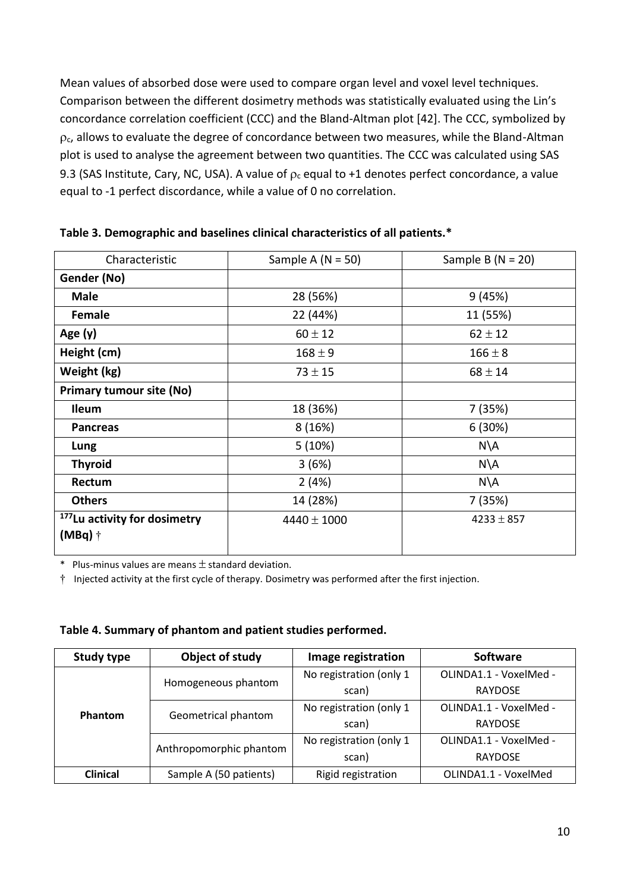Mean values of absorbed dose were used to compare organ level and voxel level techniques. Comparison between the different dosimetry methods was statistically evaluated using the Lin's concordance correlation coefficient (CCC) and the Bland-Altman plot [42]. The CCC, symbolized by $\rho_c$, allows to evaluate the degree of concordance between two measures, while the Bland-Altman plot is used to analyse the agreement between two quantities. The CCC was calculated using SAS 9.3 (SAS Institute, Cary, NC, USA). A value of $\rho_c$ equal to +1 denotes perfect concordance, a value equal to -1 perfect discordance, while a value of 0 no correlation.

**Table 3. Demographic and baselines clinical characteristics of all patients.***

| Characteristic | Sample A (N = 50) | Sample B (N = 20) |
|---|---|---|
| **Gender (No)** | | |
| **Male** | 28 (56%) | 9 (45%) |
| **Female** | 22 (44%) | 11 (55%) |
| **Age (y)** | $60 \pm 12$ | $62 \pm 12$ |
| **Height (cm)** | $168 \pm 9$ | $166 \pm 8$ |
| **Weight (kg)** | $73 \pm 15$ | $68 \pm 14$ |
| **Primary tumour site (No)** | | |
| **Ileum** | 18 (36%) | 7 (35%) |
| **Pancreas** | 8 (16%) | 6 (30%) |
| **Lung** | 5 (10%) | N\A |
| **Thyroid** | 3 (6%) | N\A |
| **Rectum** | 2 (4%) | N\A |
| **Others** | 14 (28%) | 7 (35%) |
| **$^{177}$Lu activity for dosimetry (MBq)** † | $4440 \pm 1000$ | $4233 \pm 857$ |

\* Plus-minus values are means $\pm$ standard deviation.

† Injected activity at the first cycle of therapy. Dosimetry was performed after the first injection.

**Table 4. Summary of phantom and patient studies performed.**

| Study type | Object of study | Image registration | Software |
|---|---|---|---|
| **Phantom** | Homogeneous phantom | No registration (only 1 scan) | OLINDA1.1 - VoxelMed - RAYDOSE |
| | Geometrical phantom | No registration (only 1 scan) | OLINDA1.1 - VoxelMed - RAYDOSE |
| | Anthropomorphic phantom | No registration (only 1 scan) | OLINDA1.1 - VoxelMed - RAYDOSE |
| **Clinical** | Sample A (50 patients) | Rigid registration | OLINDA1.1 - VoxelMed |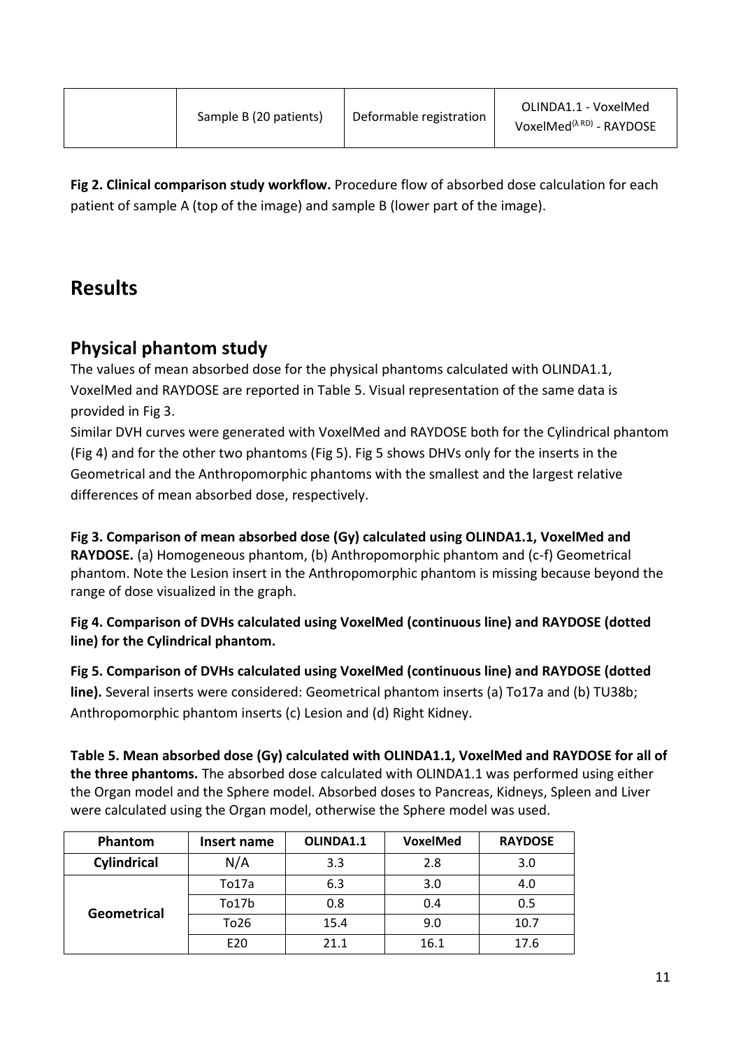| | Sample B (20 patients) | Deformable registration | OLINDA1.1 - VoxelMed VoxelMed$^{(\lambda\ RD)}$ - RAYDOSE |
|---|---|---|---|

**Fig 2. Clinical comparison study workflow.** Procedure flow of absorbed dose calculation for each patient of sample A (top of the image) and sample B (lower part of the image).

# Results

## Physical phantom study

The values of mean absorbed dose for the physical phantoms calculated with OLINDA1.1, VoxelMed and RAYDOSE are reported in Table 5. Visual representation of the same data is provided in Fig 3.

Similar DVH curves were generated with VoxelMed and RAYDOSE both for the Cylindrical phantom (Fig 4) and for the other two phantoms (Fig 5). Fig 5 shows DHVs only for the inserts in the Geometrical and the Anthropomorphic phantoms with the smallest and the largest relative differences of mean absorbed dose, respectively.

**Fig 3. Comparison of mean absorbed dose (Gy) calculated using OLINDA1.1, VoxelMed and RAYDOSE.** (a) Homogeneous phantom, (b) Anthropomorphic phantom and (c-f) Geometrical phantom. Note the Lesion insert in the Anthropomorphic phantom is missing because beyond the range of dose visualized in the graph.

**Fig 4. Comparison of DVHs calculated using VoxelMed (continuous line) and RAYDOSE (dotted line) for the Cylindrical phantom.**

**Fig 5. Comparison of DVHs calculated using VoxelMed (continuous line) and RAYDOSE (dotted line).** Several inserts were considered: Geometrical phantom inserts (a) To17a and (b) TU38b; Anthropomorphic phantom inserts (c) Lesion and (d) Right Kidney.

**Table 5. Mean absorbed dose (Gy) calculated with OLINDA1.1, VoxelMed and RAYDOSE for all of the three phantoms.** The absorbed dose calculated with OLINDA1.1 was performed using either the Organ model and the Sphere model. Absorbed doses to Pancreas, Kidneys, Spleen and Liver were calculated using the Organ model, otherwise the Sphere model was used.

| Phantom | Insert name | OLINDA1.1 | VoxelMed | RAYDOSE |
|---|---|---|---|---|
| **Cylindrical** | N/A | 3.3 | 2.8 | 3.0 |
| **Geometrical** | To17a | 6.3 | 3.0 | 4.0 |
| | To17b | 0.8 | 0.4 | 0.5 |
| | To26 | 15.4 | 9.0 | 10.7 |
| | E20 | 21.1 | 16.1 | 17.6 |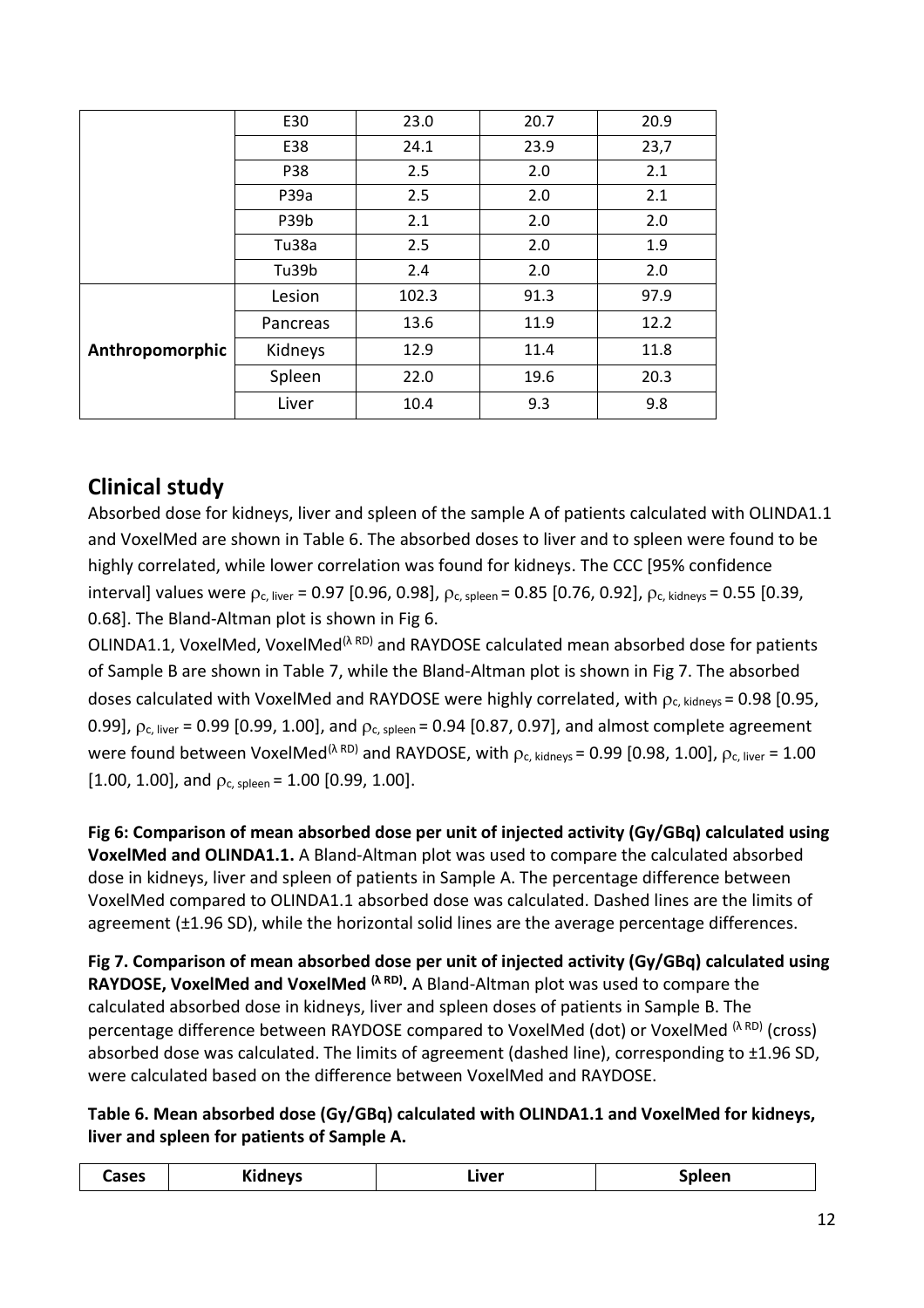| | E30 | 23.0 | 20.7 | 20.9 |
|---|---|---|---|---|
| | E38 | 24.1 | 23.9 | 23,7 |
| | P38 | 2.5 | 2.0 | 2.1 |
| | P39a | 2.5 | 2.0 | 2.1 |
| | P39b | 2.1 | 2.0 | 2.0 |
| | Tu38a | 2.5 | 2.0 | 1.9 |
| | Tu39b | 2.4 | 2.0 | 2.0 |
| **Anthropomorphic** | Lesion | 102.3 | 91.3 | 97.9 |
| | Pancreas | 13.6 | 11.9 | 12.2 |
| | Kidneys | 12.9 | 11.4 | 11.8 |
| | Spleen | 22.0 | 19.6 | 20.3 |
| | Liver | 10.4 | 9.3 | 9.8 |

## Clinical study

Absorbed dose for kidneys, liver and spleen of the sample A of patients calculated with OLINDA1.1 and VoxelMed are shown in Table 6. The absorbed doses to liver and to spleen were found to be highly correlated, while lower correlation was found for kidneys. The CCC [95% confidence interval] values were $\rho_{c,\ liver}$ = 0.97 [0.96, 0.98], $\rho_{c,\ spleen}$ = 0.85 [0.76, 0.92], $\rho_{c,\ kidneys}$ = 0.55 [0.39, 0.68]. The Bland-Altman plot is shown in Fig 6.

OLINDA1.1, VoxelMed, VoxelMed$^{(\lambda\ RD)}$ and RAYDOSE calculated mean absorbed dose for patients of Sample B are shown in Table 7, while the Bland-Altman plot is shown in Fig 7. The absorbed doses calculated with VoxelMed and RAYDOSE were highly correlated, with $\rho_{c,\ kidneys}$ = 0.98 [0.95, 0.99], $\rho_{c,\ liver}$ = 0.99 [0.99, 1.00], and $\rho_{c,\ spleen}$ = 0.94 [0.87, 0.97], and almost complete agreement were found between VoxelMed$^{(\lambda\ RD)}$ and RAYDOSE, with $\rho_{c,\ kidneys}$ = 0.99 [0.98, 1.00], $\rho_{c,\ liver}$ = 1.00 [1.00, 1.00], and $\rho_{c,\ spleen}$ = 1.00 [0.99, 1.00].

**Fig 6: Comparison of mean absorbed dose per unit of injected activity (Gy/GBq) calculated using VoxelMed and OLINDA1.1.** A Bland-Altman plot was used to compare the calculated absorbed dose in kidneys, liver and spleen of patients in Sample A. The percentage difference between VoxelMed compared to OLINDA1.1 absorbed dose was calculated. Dashed lines are the limits of agreement (±1.96 SD), while the horizontal solid lines are the average percentage differences.

**Fig 7. Comparison of mean absorbed dose per unit of injected activity (Gy/GBq) calculated using RAYDOSE, VoxelMed and VoxelMed $^{(\lambda\ RD)}$.** A Bland-Altman plot was used to compare the calculated absorbed dose in kidneys, liver and spleen doses of patients in Sample B. The percentage difference between RAYDOSE compared to VoxelMed (dot) or VoxelMed $^{(\lambda\ RD)}$ (cross) absorbed dose was calculated. The limits of agreement (dashed line), corresponding to ±1.96 SD, were calculated based on the difference between VoxelMed and RAYDOSE.

**Table 6. Mean absorbed dose (Gy/GBq) calculated with OLINDA1.1 and VoxelMed for kidneys, liver and spleen for patients of Sample A.**

| Cases | Kidneys | Liver | Spleen |
|---|---|---|---|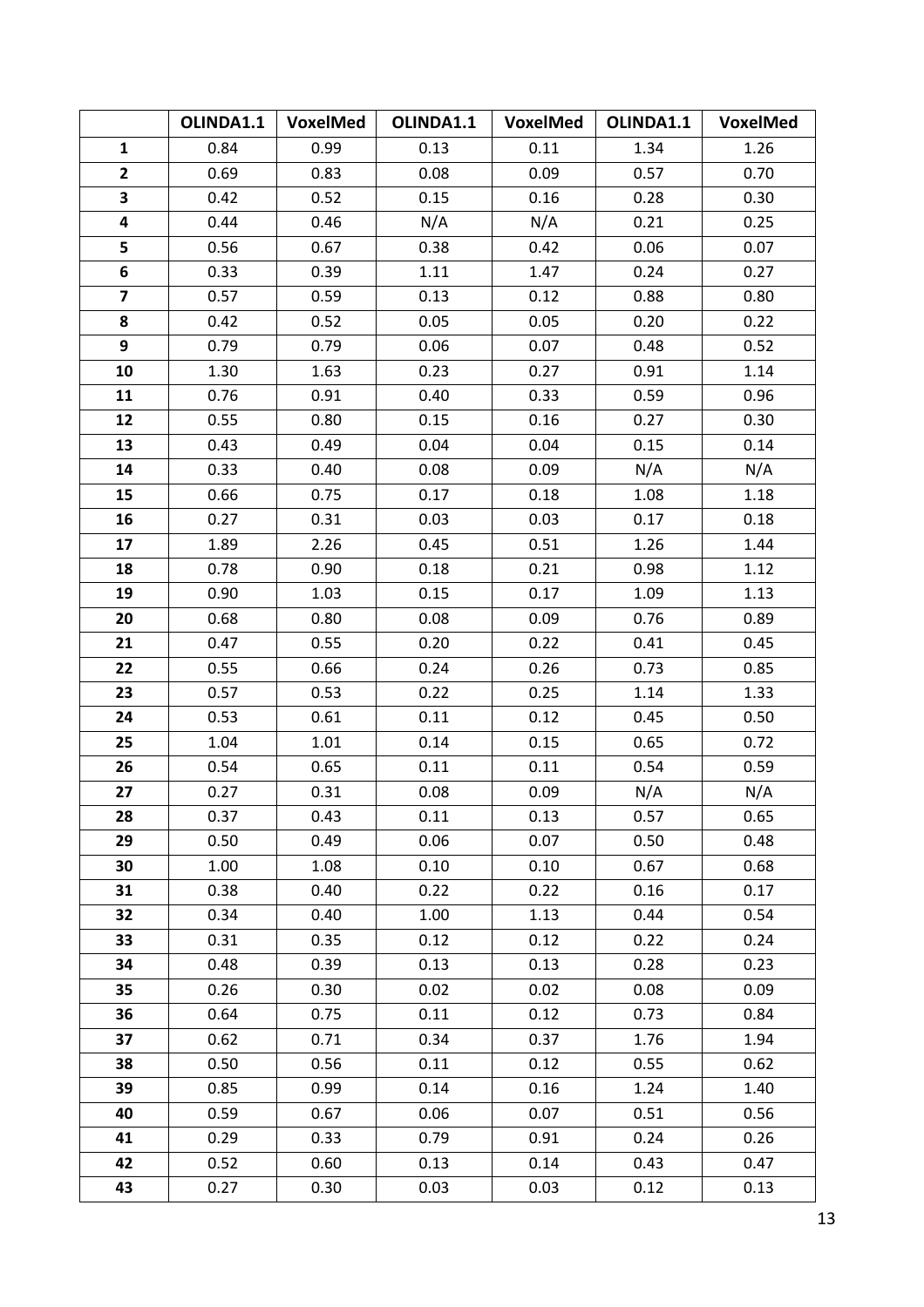| | OLINDA1.1 | VoxelMed | OLINDA1.1 | VoxelMed | OLINDA1.1 | VoxelMed |
|---|---|---|---|---|---|---|
| **1** | 0.84 | 0.99 | 0.13 | 0.11 | 1.34 | 1.26 |
| **2** | 0.69 | 0.83 | 0.08 | 0.09 | 0.57 | 0.70 |
| **3** | 0.42 | 0.52 | 0.15 | 0.16 | 0.28 | 0.30 |
| **4** | 0.44 | 0.46 | N/A | N/A | 0.21 | 0.25 |
| **5** | 0.56 | 0.67 | 0.38 | 0.42 | 0.06 | 0.07 |
| **6** | 0.33 | 0.39 | 1.11 | 1.47 | 0.24 | 0.27 |
| **7** | 0.57 | 0.59 | 0.13 | 0.12 | 0.88 | 0.80 |
| **8** | 0.42 | 0.52 | 0.05 | 0.05 | 0.20 | 0.22 |
| **9** | 0.79 | 0.79 | 0.06 | 0.07 | 0.48 | 0.52 |
| **10** | 1.30 | 1.63 | 0.23 | 0.27 | 0.91 | 1.14 |
| **11** | 0.76 | 0.91 | 0.40 | 0.33 | 0.59 | 0.96 |
| **12** | 0.55 | 0.80 | 0.15 | 0.16 | 0.27 | 0.30 |
| **13** | 0.43 | 0.49 | 0.04 | 0.04 | 0.15 | 0.14 |
| **14** | 0.33 | 0.40 | 0.08 | 0.09 | N/A | N/A |
| **15** | 0.66 | 0.75 | 0.17 | 0.18 | 1.08 | 1.18 |
| **16** | 0.27 | 0.31 | 0.03 | 0.03 | 0.17 | 0.18 |
| **17** | 1.89 | 2.26 | 0.45 | 0.51 | 1.26 | 1.44 |
| **18** | 0.78 | 0.90 | 0.18 | 0.21 | 0.98 | 1.12 |
| **19** | 0.90 | 1.03 | 0.15 | 0.17 | 1.09 | 1.13 |
| **20** | 0.68 | 0.80 | 0.08 | 0.09 | 0.76 | 0.89 |
| **21** | 0.47 | 0.55 | 0.20 | 0.22 | 0.41 | 0.45 |
| **22** | 0.55 | 0.66 | 0.24 | 0.26 | 0.73 | 0.85 |
| **23** | 0.57 | 0.53 | 0.22 | 0.25 | 1.14 | 1.33 |
| **24** | 0.53 | 0.61 | 0.11 | 0.12 | 0.45 | 0.50 |
| **25** | 1.04 | 1.01 | 0.14 | 0.15 | 0.65 | 0.72 |
| **26** | 0.54 | 0.65 | 0.11 | 0.11 | 0.54 | 0.59 |
| **27** | 0.27 | 0.31 | 0.08 | 0.09 | N/A | N/A |
| **28** | 0.37 | 0.43 | 0.11 | 0.13 | 0.57 | 0.65 |
| **29** | 0.50 | 0.49 | 0.06 | 0.07 | 0.50 | 0.48 |
| **30** | 1.00 | 1.08 | 0.10 | 0.10 | 0.67 | 0.68 |
| **31** | 0.38 | 0.40 | 0.22 | 0.22 | 0.16 | 0.17 |
| **32** | 0.34 | 0.40 | 1.00 | 1.13 | 0.44 | 0.54 |
| **33** | 0.31 | 0.35 | 0.12 | 0.12 | 0.22 | 0.24 |
| **34** | 0.48 | 0.39 | 0.13 | 0.13 | 0.28 | 0.23 |
| **35** | 0.26 | 0.30 | 0.02 | 0.02 | 0.08 | 0.09 |
| **36** | 0.64 | 0.75 | 0.11 | 0.12 | 0.73 | 0.84 |
| **37** | 0.62 | 0.71 | 0.34 | 0.37 | 1.76 | 1.94 |
| **38** | 0.50 | 0.56 | 0.11 | 0.12 | 0.55 | 0.62 |
| **39** | 0.85 | 0.99 | 0.14 | 0.16 | 1.24 | 1.40 |
| **40** | 0.59 | 0.67 | 0.06 | 0.07 | 0.51 | 0.56 |
| **41** | 0.29 | 0.33 | 0.79 | 0.91 | 0.24 | 0.26 |
| **42** | 0.52 | 0.60 | 0.13 | 0.14 | 0.43 | 0.47 |
| **43** | 0.27 | 0.30 | 0.03 | 0.03 | 0.12 | 0.13 |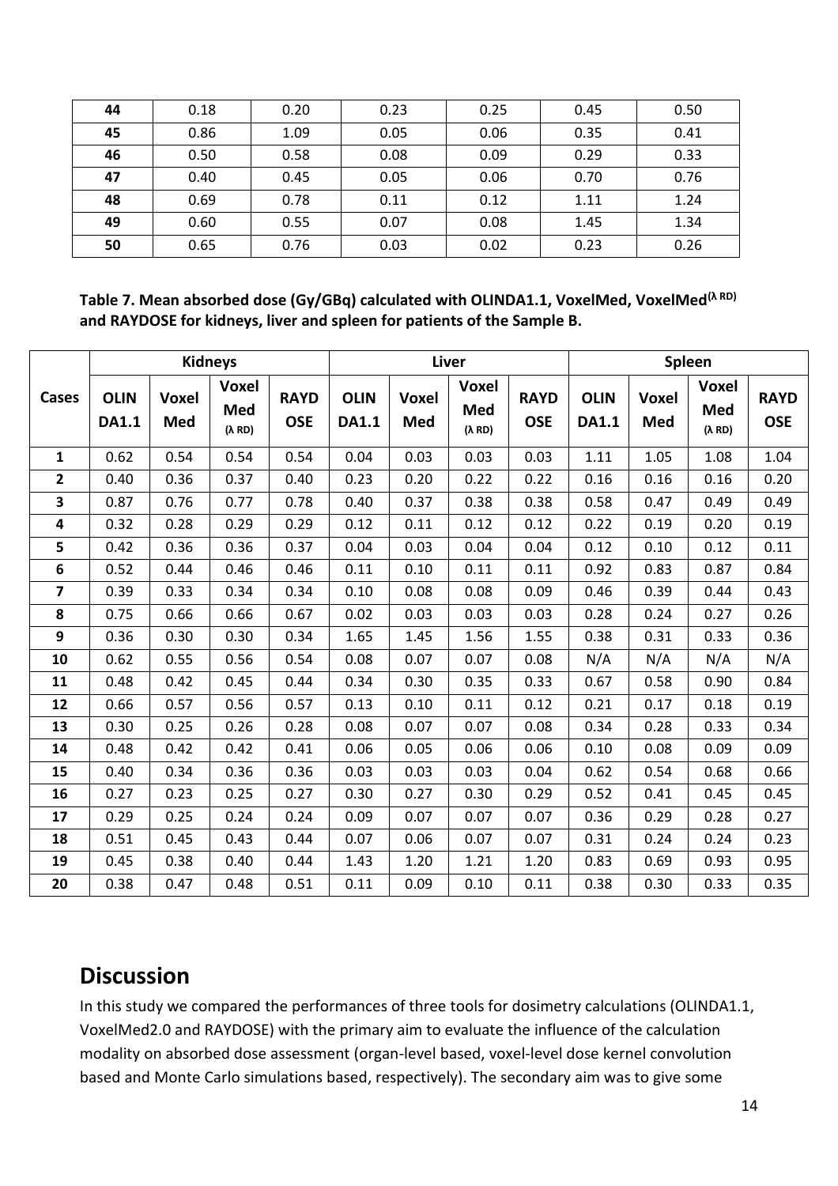| 44 | 0.18 | 0.20 | 0.23 | 0.25 | 0.45 | 0.50 |
|---|---|---|---|---|---|---|
| 45 | 0.86 | 1.09 | 0.05 | 0.06 | 0.35 | 0.41 |
| 46 | 0.50 | 0.58 | 0.08 | 0.09 | 0.29 | 0.33 |
| 47 | 0.40 | 0.45 | 0.05 | 0.06 | 0.70 | 0.76 |
| 48 | 0.69 | 0.78 | 0.11 | 0.12 | 1.11 | 1.24 |
| 49 | 0.60 | 0.55 | 0.07 | 0.08 | 1.45 | 1.34 |
| 50 | 0.65 | 0.76 | 0.03 | 0.02 | 0.23 | 0.26 |

**Table 7. Mean absorbed dose (Gy/GBq) calculated with OLINDA1.1, VoxelMed, VoxelMed$^{(\lambda\ RD)}$ and RAYDOSE for kidneys, liver and spleen for patients of the Sample B.**

| Cases | Kidneys | | | | Liver | | | | Spleen | | | |
|---|---|---|---|---|---|---|---|---|---|---|---|---|
| | OLINDA1.1 | VoxelMed | VoxelMed (λ RD) | RAYDOSE | OLINDA1.1 | VoxelMed | VoxelMed (λ RD) | RAYDOSE | OLINDA1.1 | VoxelMed | VoxelMed (λ RD) | RAYDOSE |
| 1 | 0.62 | 0.54 | 0.54 | 0.54 | 0.04 | 0.03 | 0.03 | 0.03 | 1.11 | 1.05 | 1.08 | 1.04 |
| 2 | 0.40 | 0.36 | 0.37 | 0.40 | 0.23 | 0.20 | 0.22 | 0.22 | 0.16 | 0.16 | 0.16 | 0.20 |
| 3 | 0.87 | 0.76 | 0.77 | 0.78 | 0.40 | 0.37 | 0.38 | 0.38 | 0.58 | 0.47 | 0.49 | 0.49 |
| 4 | 0.32 | 0.28 | 0.29 | 0.29 | 0.12 | 0.11 | 0.12 | 0.12 | 0.22 | 0.19 | 0.20 | 0.19 |
| 5 | 0.42 | 0.36 | 0.36 | 0.37 | 0.04 | 0.03 | 0.04 | 0.04 | 0.12 | 0.10 | 0.12 | 0.11 |
| 6 | 0.52 | 0.44 | 0.46 | 0.46 | 0.11 | 0.10 | 0.11 | 0.11 | 0.92 | 0.83 | 0.87 | 0.84 |
| 7 | 0.39 | 0.33 | 0.34 | 0.34 | 0.10 | 0.08 | 0.08 | 0.09 | 0.46 | 0.39 | 0.44 | 0.43 |
| 8 | 0.75 | 0.66 | 0.66 | 0.67 | 0.02 | 0.03 | 0.03 | 0.03 | 0.28 | 0.24 | 0.27 | 0.26 |
| 9 | 0.36 | 0.30 | 0.30 | 0.34 | 1.65 | 1.45 | 1.56 | 1.55 | 0.38 | 0.31 | 0.33 | 0.36 |
| 10 | 0.62 | 0.55 | 0.56 | 0.54 | 0.08 | 0.07 | 0.07 | 0.08 | N/A | N/A | N/A | N/A |
| 11 | 0.48 | 0.42 | 0.45 | 0.44 | 0.34 | 0.30 | 0.35 | 0.33 | 0.67 | 0.58 | 0.90 | 0.84 |
| 12 | 0.66 | 0.57 | 0.56 | 0.57 | 0.13 | 0.10 | 0.11 | 0.12 | 0.21 | 0.17 | 0.18 | 0.19 |
| 13 | 0.30 | 0.25 | 0.26 | 0.28 | 0.08 | 0.07 | 0.07 | 0.08 | 0.34 | 0.28 | 0.33 | 0.34 |
| 14 | 0.48 | 0.42 | 0.42 | 0.41 | 0.06 | 0.05 | 0.06 | 0.06 | 0.10 | 0.08 | 0.09 | 0.09 |
| 15 | 0.40 | 0.34 | 0.36 | 0.36 | 0.03 | 0.03 | 0.03 | 0.04 | 0.62 | 0.54 | 0.68 | 0.66 |
| 16 | 0.27 | 0.23 | 0.25 | 0.27 | 0.30 | 0.27 | 0.30 | 0.29 | 0.52 | 0.41 | 0.45 | 0.45 |
| 17 | 0.29 | 0.25 | 0.24 | 0.24 | 0.09 | 0.07 | 0.07 | 0.07 | 0.36 | 0.29 | 0.28 | 0.27 |
| 18 | 0.51 | 0.45 | 0.43 | 0.44 | 0.07 | 0.06 | 0.07 | 0.07 | 0.31 | 0.24 | 0.24 | 0.23 |
| 19 | 0.45 | 0.38 | 0.40 | 0.44 | 1.43 | 1.20 | 1.21 | 1.20 | 0.83 | 0.69 | 0.93 | 0.95 |
| 20 | 0.38 | 0.47 | 0.48 | 0.51 | 0.11 | 0.09 | 0.10 | 0.11 | 0.38 | 0.30 | 0.33 | 0.35 |

## Discussion

In this study we compared the performances of three tools for dosimetry calculations (OLINDA1.1, VoxelMed2.0 and RAYDOSE) with the primary aim to evaluate the influence of the calculation modality on absorbed dose assessment (organ-level based, voxel-level dose kernel convolution based and Monte Carlo simulations based, respectively). The secondary aim was to give some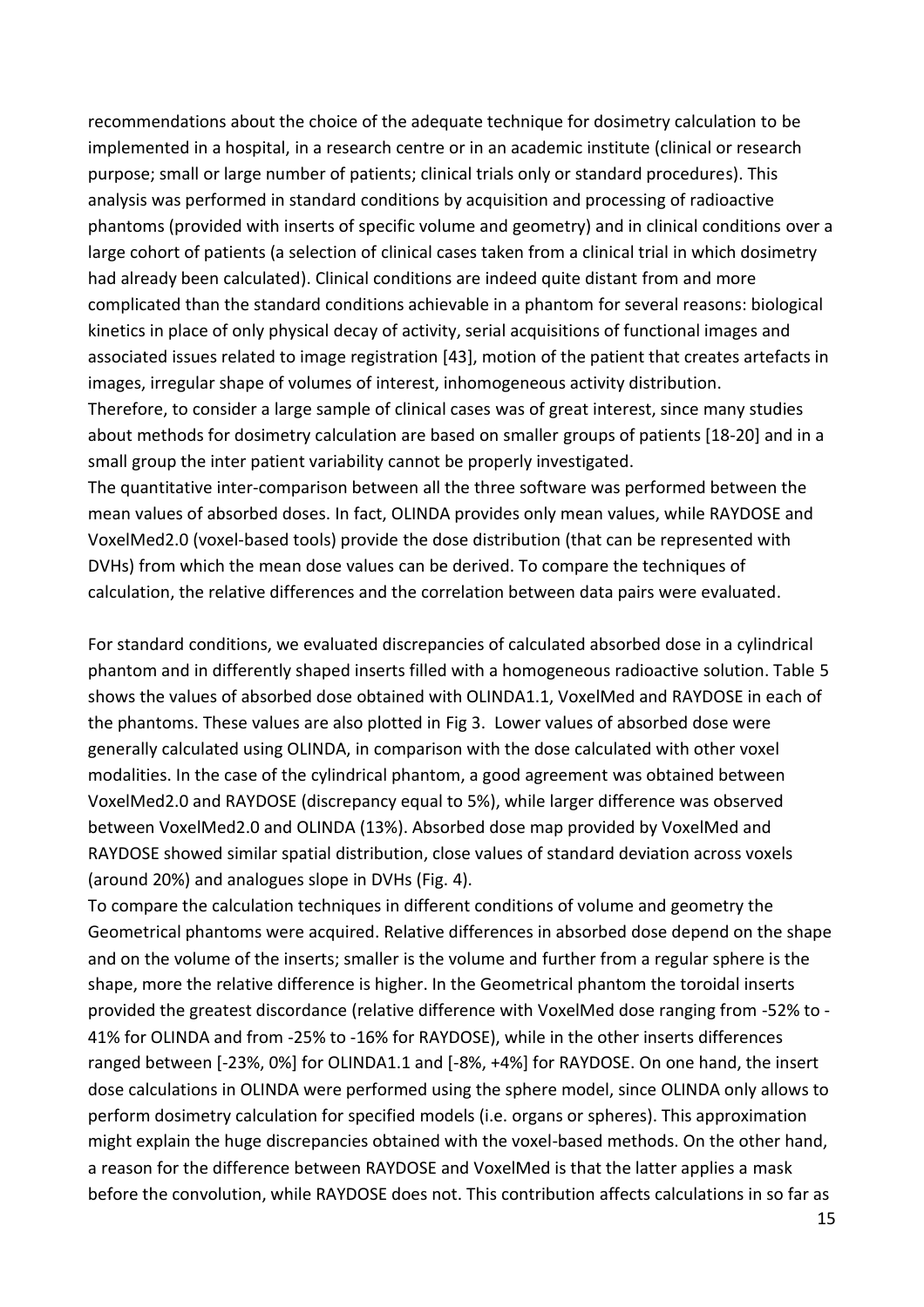recommendations about the choice of the adequate technique for dosimetry calculation to be implemented in a hospital, in a research centre or in an academic institute (clinical or research purpose; small or large number of patients; clinical trials only or standard procedures). This analysis was performed in standard conditions by acquisition and processing of radioactive phantoms (provided with inserts of specific volume and geometry) and in clinical conditions over a large cohort of patients (a selection of clinical cases taken from a clinical trial in which dosimetry had already been calculated). Clinical conditions are indeed quite distant from and more complicated than the standard conditions achievable in a phantom for several reasons: biological kinetics in place of only physical decay of activity, serial acquisitions of functional images and associated issues related to image registration [43], motion of the patient that creates artefacts in images, irregular shape of volumes of interest, inhomogeneous activity distribution.
Therefore, to consider a large sample of clinical cases was of great interest, since many studies about methods for dosimetry calculation are based on smaller groups of patients [18-20] and in a small group the inter patient variability cannot be properly investigated.
The quantitative inter-comparison between all the three software was performed between the mean values of absorbed doses. In fact, OLINDA provides only mean values, while RAYDOSE and VoxelMed2.0 (voxel-based tools) provide the dose distribution (that can be represented with DVHs) from which the mean dose values can be derived. To compare the techniques of calculation, the relative differences and the correlation between data pairs were evaluated.

For standard conditions, we evaluated discrepancies of calculated absorbed dose in a cylindrical phantom and in differently shaped inserts filled with a homogeneous radioactive solution. Table 5 shows the values of absorbed dose obtained with OLINDA1.1, VoxelMed and RAYDOSE in each of the phantoms. These values are also plotted in Fig 3. Lower values of absorbed dose were generally calculated using OLINDA, in comparison with the dose calculated with other voxel modalities. In the case of the cylindrical phantom, a good agreement was obtained between VoxelMed2.0 and RAYDOSE (discrepancy equal to 5%), while larger difference was observed between VoxelMed2.0 and OLINDA (13%). Absorbed dose map provided by VoxelMed and RAYDOSE showed similar spatial distribution, close values of standard deviation across voxels (around 20%) and analogues slope in DVHs (Fig. 4).
To compare the calculation techniques in different conditions of volume and geometry the Geometrical phantoms were acquired. Relative differences in absorbed dose depend on the shape and on the volume of the inserts; smaller is the volume and further from a regular sphere is the shape, more the relative difference is higher. In the Geometrical phantom the toroidal inserts provided the greatest discordance (relative difference with VoxelMed dose ranging from -52% to -41% for OLINDA and from -25% to -16% for RAYDOSE), while in the other inserts differences ranged between [-23%, 0%] for OLINDA1.1 and [-8%, +4%] for RAYDOSE. On one hand, the insert dose calculations in OLINDA were performed using the sphere model, since OLINDA only allows to perform dosimetry calculation for specified models (i.e. organs or spheres). This approximation might explain the huge discrepancies obtained with the voxel-based methods. On the other hand, a reason for the difference between RAYDOSE and VoxelMed is that the latter applies a mask before the convolution, while RAYDOSE does not. This contribution affects calculations in so far as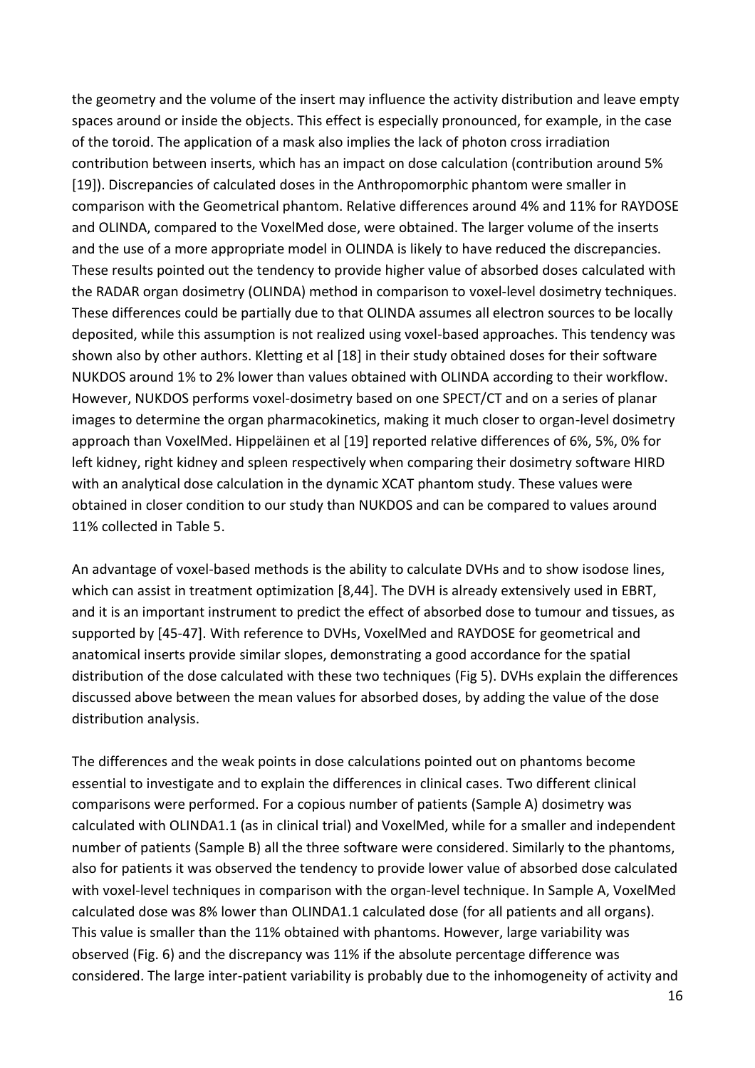the geometry and the volume of the insert may influence the activity distribution and leave empty spaces around or inside the objects. This effect is especially pronounced, for example, in the case of the toroid. The application of a mask also implies the lack of photon cross irradiation contribution between inserts, which has an impact on dose calculation (contribution around 5% [19]). Discrepancies of calculated doses in the Anthropomorphic phantom were smaller in comparison with the Geometrical phantom. Relative differences around 4% and 11% for RAYDOSE and OLINDA, compared to the VoxelMed dose, were obtained. The larger volume of the inserts and the use of a more appropriate model in OLINDA is likely to have reduced the discrepancies. These results pointed out the tendency to provide higher value of absorbed doses calculated with the RADAR organ dosimetry (OLINDA) method in comparison to voxel-level dosimetry techniques. These differences could be partially due to that OLINDA assumes all electron sources to be locally deposited, while this assumption is not realized using voxel-based approaches. This tendency was shown also by other authors. Kletting et al [18] in their study obtained doses for their software NUKDOS around 1% to 2% lower than values obtained with OLINDA according to their workflow. However, NUKDOS performs voxel-dosimetry based on one SPECT/CT and on a series of planar images to determine the organ pharmacokinetics, making it much closer to organ-level dosimetry approach than VoxelMed. Hippeläinen et al [19] reported relative differences of 6%, 5%, 0% for left kidney, right kidney and spleen respectively when comparing their dosimetry software HIRD with an analytical dose calculation in the dynamic XCAT phantom study. These values were obtained in closer condition to our study than NUKDOS and can be compared to values around 11% collected in Table 5.

An advantage of voxel-based methods is the ability to calculate DVHs and to show isodose lines, which can assist in treatment optimization [8,44]. The DVH is already extensively used in EBRT, and it is an important instrument to predict the effect of absorbed dose to tumour and tissues, as supported by [45-47]. With reference to DVHs, VoxelMed and RAYDOSE for geometrical and anatomical inserts provide similar slopes, demonstrating a good accordance for the spatial distribution of the dose calculated with these two techniques (Fig 5). DVHs explain the differences discussed above between the mean values for absorbed doses, by adding the value of the dose distribution analysis.

The differences and the weak points in dose calculations pointed out on phantoms become essential to investigate and to explain the differences in clinical cases. Two different clinical comparisons were performed. For a copious number of patients (Sample A) dosimetry was calculated with OLINDA1.1 (as in clinical trial) and VoxelMed, while for a smaller and independent number of patients (Sample B) all the three software were considered. Similarly to the phantoms, also for patients it was observed the tendency to provide lower value of absorbed dose calculated with voxel-level techniques in comparison with the organ-level technique. In Sample A, VoxelMed calculated dose was 8% lower than OLINDA1.1 calculated dose (for all patients and all organs). This value is smaller than the 11% obtained with phantoms. However, large variability was observed (Fig. 6) and the discrepancy was 11% if the absolute percentage difference was considered. The large inter-patient variability is probably due to the inhomogeneity of activity and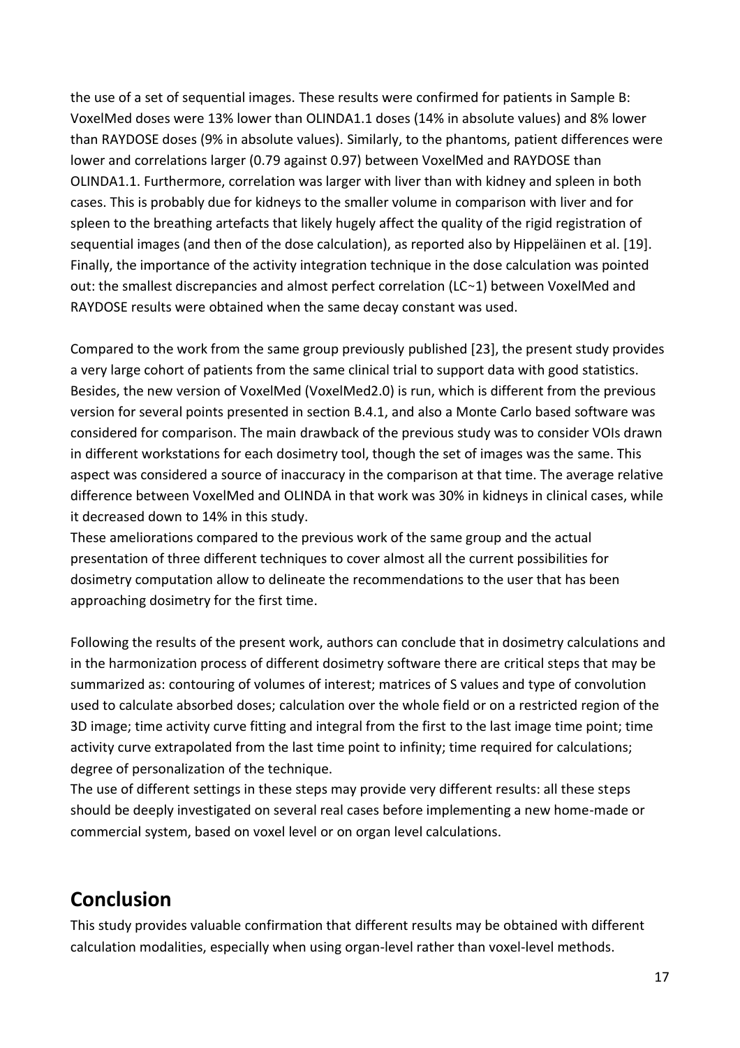the use of a set of sequential images. These results were confirmed for patients in Sample B: VoxelMed doses were 13% lower than OLINDA1.1 doses (14% in absolute values) and 8% lower than RAYDOSE doses (9% in absolute values). Similarly, to the phantoms, patient differences were lower and correlations larger (0.79 against 0.97) between VoxelMed and RAYDOSE than OLINDA1.1. Furthermore, correlation was larger with liver than with kidney and spleen in both cases. This is probably due for kidneys to the smaller volume in comparison with liver and for spleen to the breathing artefacts that likely hugely affect the quality of the rigid registration of sequential images (and then of the dose calculation), as reported also by Hippeläinen et al. [19]. Finally, the importance of the activity integration technique in the dose calculation was pointed out: the smallest discrepancies and almost perfect correlation (LC~1) between VoxelMed and RAYDOSE results were obtained when the same decay constant was used.

Compared to the work from the same group previously published [23], the present study provides a very large cohort of patients from the same clinical trial to support data with good statistics. Besides, the new version of VoxelMed (VoxelMed2.0) is run, which is different from the previous version for several points presented in section B.4.1, and also a Monte Carlo based software was considered for comparison. The main drawback of the previous study was to consider VOIs drawn in different workstations for each dosimetry tool, though the set of images was the same. This aspect was considered a source of inaccuracy in the comparison at that time. The average relative difference between VoxelMed and OLINDA in that work was 30% in kidneys in clinical cases, while it decreased down to 14% in this study.
These ameliorations compared to the previous work of the same group and the actual presentation of three different techniques to cover almost all the current possibilities for dosimetry computation allow to delineate the recommendations to the user that has been approaching dosimetry for the first time.

Following the results of the present work, authors can conclude that in dosimetry calculations and in the harmonization process of different dosimetry software there are critical steps that may be summarized as: contouring of volumes of interest; matrices of S values and type of convolution used to calculate absorbed doses; calculation over the whole field or on a restricted region of the 3D image; time activity curve fitting and integral from the first to the last image time point; time activity curve extrapolated from the last time point to infinity; time required for calculations; degree of personalization of the technique.
The use of different settings in these steps may provide very different results: all these steps should be deeply investigated on several real cases before implementing a new home-made or commercial system, based on voxel level or on organ level calculations.

## Conclusion

This study provides valuable confirmation that different results may be obtained with different calculation modalities, especially when using organ-level rather than voxel-level methods.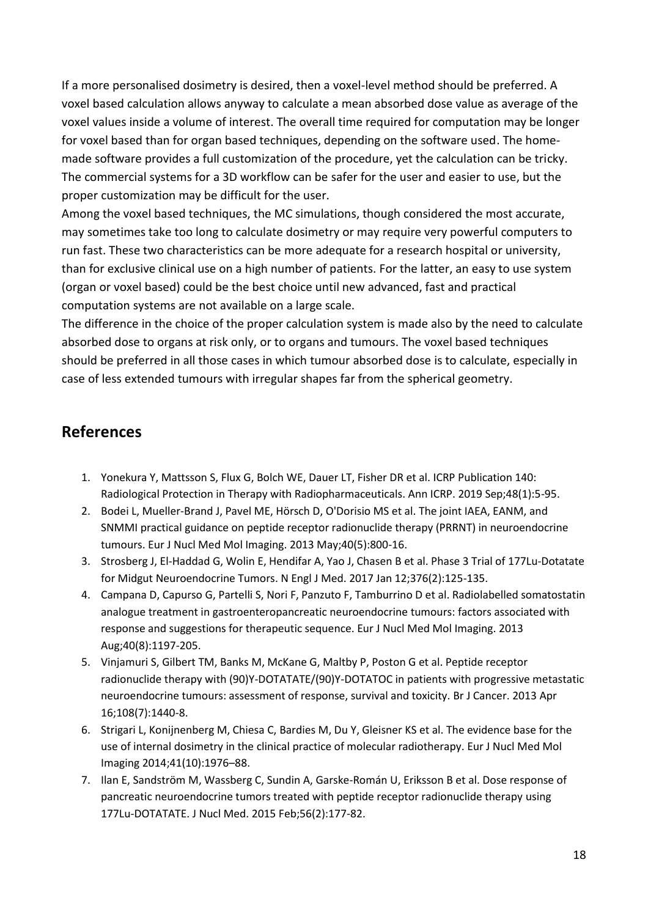If a more personalised dosimetry is desired, then a voxel-level method should be preferred. A voxel based calculation allows anyway to calculate a mean absorbed dose value as average of the voxel values inside a volume of interest. The overall time required for computation may be longer for voxel based than for organ based techniques, depending on the software used. The home-made software provides a full customization of the procedure, yet the calculation can be tricky. The commercial systems for a 3D workflow can be safer for the user and easier to use, but the proper customization may be difficult for the user.

Among the voxel based techniques, the MC simulations, though considered the most accurate, may sometimes take too long to calculate dosimetry or may require very powerful computers to run fast. These two characteristics can be more adequate for a research hospital or university, than for exclusive clinical use on a high number of patients. For the latter, an easy to use system (organ or voxel based) could be the best choice until new advanced, fast and practical computation systems are not available on a large scale.

The difference in the choice of the proper calculation system is made also by the need to calculate absorbed dose to organs at risk only, or to organs and tumours. The voxel based techniques should be preferred in all those cases in which tumour absorbed dose is to calculate, especially in case of less extended tumours with irregular shapes far from the spherical geometry.

## References

1. Yonekura Y, Mattsson S, Flux G, Bolch WE, Dauer LT, Fisher DR et al. ICRP Publication 140: Radiological Protection in Therapy with Radiopharmaceuticals. Ann ICRP. 2019 Sep;48(1):5-95.
2. Bodei L, Mueller-Brand J, Pavel ME, Hörsch D, O'Dorisio MS et al. The joint IAEA, EANM, and SNMMI practical guidance on peptide receptor radionuclide therapy (PRRNT) in neuroendocrine tumours. Eur J Nucl Med Mol Imaging. 2013 May;40(5):800-16.
3. Strosberg J, El-Haddad G, Wolin E, Hendifar A, Yao J, Chasen B et al. Phase 3 Trial of 177Lu-Dotatate for Midgut Neuroendocrine Tumors. N Engl J Med. 2017 Jan 12;376(2):125-135.
4. Campana D, Capurso G, Partelli S, Nori F, Panzuto F, Tamburrino D et al. Radiolabelled somatostatin analogue treatment in gastroenteropancreatic neuroendocrine tumours: factors associated with response and suggestions for therapeutic sequence. Eur J Nucl Med Mol Imaging. 2013 Aug;40(8):1197-205.
5. Vinjamuri S, Gilbert TM, Banks M, McKane G, Maltby P, Poston G et al. Peptide receptor radionuclide therapy with (90)Y-DOTATATE/(90)Y-DOTATOC in patients with progressive metastatic neuroendocrine tumours: assessment of response, survival and toxicity. Br J Cancer. 2013 Apr 16;108(7):1440-8.
6. Strigari L, Konijnenberg M, Chiesa C, Bardies M, Du Y, Gleisner KS et al. The evidence base for the use of internal dosimetry in the clinical practice of molecular radiotherapy. Eur J Nucl Med Mol Imaging 2014;41(10):1976–88.
7. Ilan E, Sandström M, Wassberg C, Sundin A, Garske-Román U, Eriksson B et al. Dose response of pancreatic neuroendocrine tumors treated with peptide receptor radionuclide therapy using 177Lu-DOTATATE. J Nucl Med. 2015 Feb;56(2):177-82.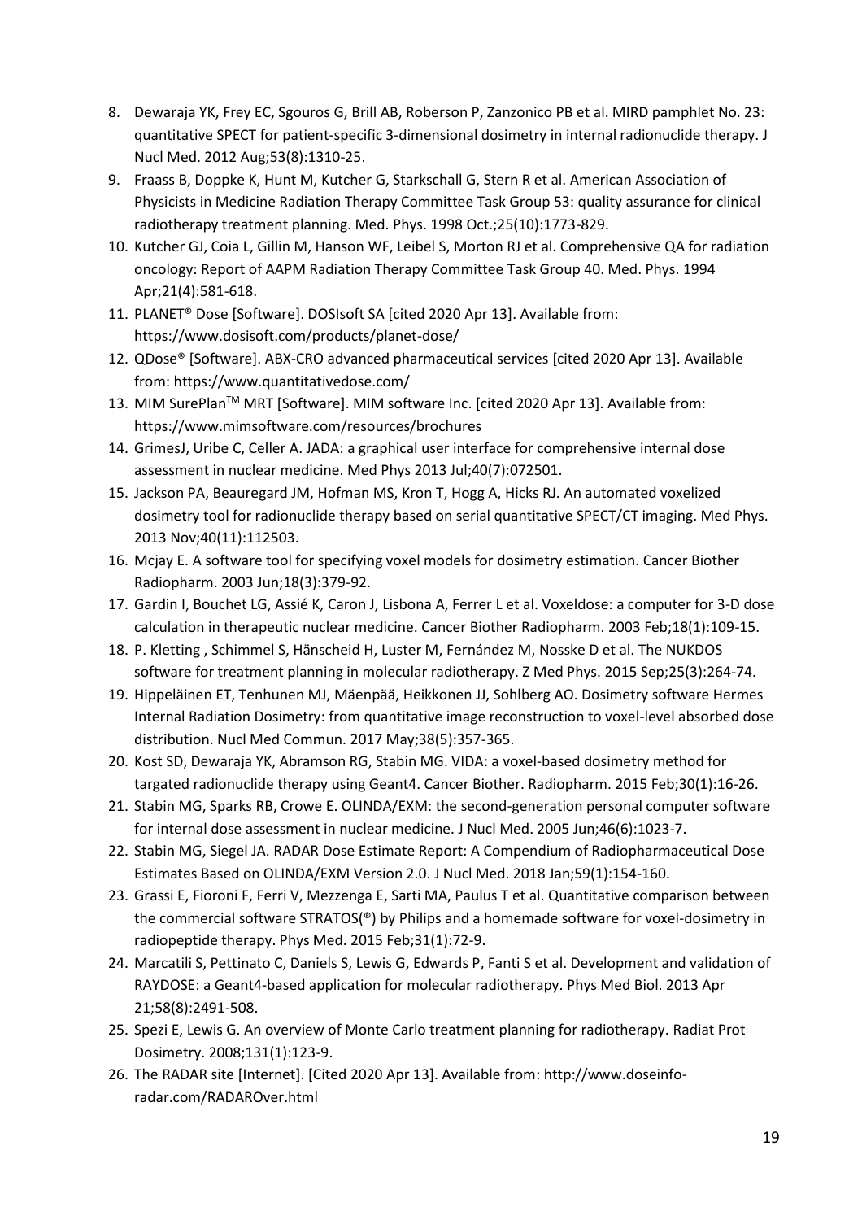8. Dewaraja YK, Frey EC, Sgouros G, Brill AB, Roberson P, Zanzonico PB et al. MIRD pamphlet No. 23: quantitative SPECT for patient-specific 3-dimensional dosimetry in internal radionuclide therapy. J Nucl Med. 2012 Aug;53(8):1310-25.
9. Fraass B, Doppke K, Hunt M, Kutcher G, Starkschall G, Stern R et al. American Association of Physicists in Medicine Radiation Therapy Committee Task Group 53: quality assurance for clinical radiotherapy treatment planning. Med. Phys. 1998 Oct.;25(10):1773-829.
10. Kutcher GJ, Coia L, Gillin M, Hanson WF, Leibel S, Morton RJ et al. Comprehensive QA for radiation oncology: Report of AAPM Radiation Therapy Committee Task Group 40. Med. Phys. 1994 Apr;21(4):581-618.
11. PLANET® Dose [Software]. DOSIsoft SA [cited 2020 Apr 13]. Available from: https://www.dosisoft.com/products/planet-dose/
12. QDose® [Software]. ABX-CRO advanced pharmaceutical services [cited 2020 Apr 13]. Available from: https://www.quantitativedose.com/
13. MIM SurePlan™ MRT [Software]. MIM software Inc. [cited 2020 Apr 13]. Available from: https://www.mimsoftware.com/resources/brochures
14. GrimesJ, Uribe C, Celler A. JADA: a graphical user interface for comprehensive internal dose assessment in nuclear medicine. Med Phys 2013 Jul;40(7):072501.
15. Jackson PA, Beauregard JM, Hofman MS, Kron T, Hogg A, Hicks RJ. An automated voxelized dosimetry tool for radionuclide therapy based on serial quantitative SPECT/CT imaging. Med Phys. 2013 Nov;40(11):112503.
16. Mcjay E. A software tool for specifying voxel models for dosimetry estimation. Cancer Biother Radiopharm. 2003 Jun;18(3):379-92.
17. Gardin I, Bouchet LG, Assié K, Caron J, Lisbona A, Ferrer L et al. Voxeldose: a computer for 3-D dose calculation in therapeutic nuclear medicine. Cancer Biother Radiopharm. 2003 Feb;18(1):109-15.
18. P. Kletting , Schimmel S, Hänscheid H, Luster M, Fernández M, Nosske D et al. The NUKDOS software for treatment planning in molecular radiotherapy. Z Med Phys. 2015 Sep;25(3):264-74.
19. Hippeläinen ET, Tenhunen MJ, Mäenpää, Heikkonen JJ, Sohlberg AO. Dosimetry software Hermes Internal Radiation Dosimetry: from quantitative image reconstruction to voxel-level absorbed dose distribution. Nucl Med Commun. 2017 May;38(5):357-365.
20. Kost SD, Dewaraja YK, Abramson RG, Stabin MG. VIDA: a voxel-based dosimetry method for targated radionuclide therapy using Geant4. Cancer Biother. Radiopharm. 2015 Feb;30(1):16-26.
21. Stabin MG, Sparks RB, Crowe E. OLINDA/EXM: the second-generation personal computer software for internal dose assessment in nuclear medicine. J Nucl Med. 2005 Jun;46(6):1023-7.
22. Stabin MG, Siegel JA. RADAR Dose Estimate Report: A Compendium of Radiopharmaceutical Dose Estimates Based on OLINDA/EXM Version 2.0. J Nucl Med. 2018 Jan;59(1):154-160.
23. Grassi E, Fioroni F, Ferri V, Mezzenga E, Sarti MA, Paulus T et al. Quantitative comparison between the commercial software STRATOS(®) by Philips and a homemade software for voxel-dosimetry in radiopeptide therapy. Phys Med. 2015 Feb;31(1):72-9.
24. Marcatili S, Pettinato C, Daniels S, Lewis G, Edwards P, Fanti S et al. Development and validation of RAYDOSE: a Geant4-based application for molecular radiotherapy. Phys Med Biol. 2013 Apr 21;58(8):2491-508.
25. Spezi E, Lewis G. An overview of Monte Carlo treatment planning for radiotherapy. Radiat Prot Dosimetry. 2008;131(1):123-9.
26. The RADAR site [Internet]. [Cited 2020 Apr 13]. Available from: http://www.doseinfo-radar.com/RADAROver.html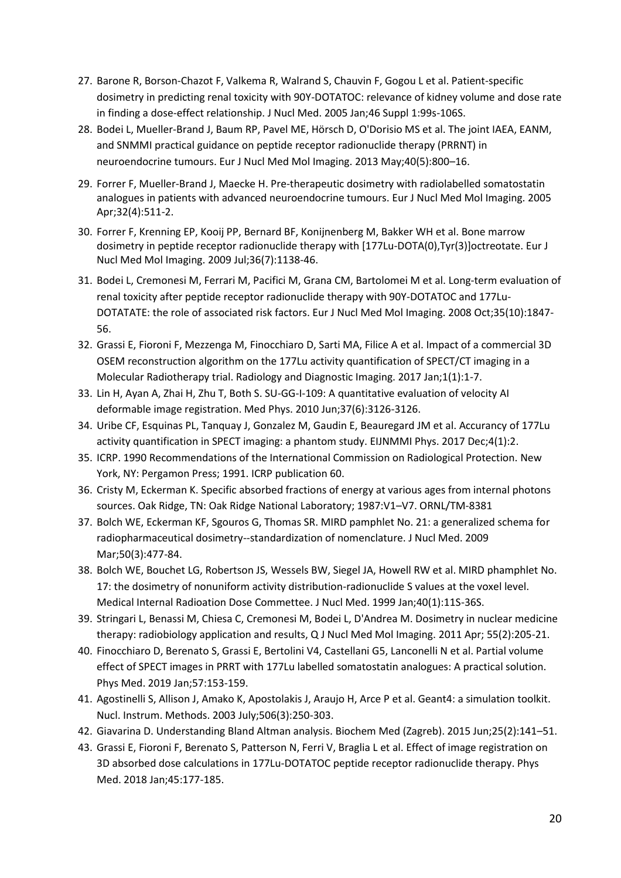27. Barone R, Borson-Chazot F, Valkema R, Walrand S, Chauvin F, Gogou L et al. Patient-specific dosimetry in predicting renal toxicity with 90Y-DOTATOC: relevance of kidney volume and dose rate in finding a dose-effect relationship. J Nucl Med. 2005 Jan;46 Suppl 1:99s-106S.
28. Bodei L, Mueller-Brand J, Baum RP, Pavel ME, Hörsch D, O'Dorisio MS et al. The joint IAEA, EANM, and SNMMI practical guidance on peptide receptor radionuclide therapy (PRRNT) in neuroendocrine tumours. Eur J Nucl Med Mol Imaging. 2013 May;40(5):800–16.
29. Forrer F, Mueller-Brand J, Maecke H. Pre-therapeutic dosimetry with radiolabelled somatostatin analogues in patients with advanced neuroendocrine tumours. Eur J Nucl Med Mol Imaging. 2005 Apr;32(4):511-2.
30. Forrer F, Krenning EP, Kooij PP, Bernard BF, Konijnenberg M, Bakker WH et al. Bone marrow dosimetry in peptide receptor radionuclide therapy with [177Lu-DOTA(0),Tyr(3)]octreotate. Eur J Nucl Med Mol Imaging. 2009 Jul;36(7):1138-46.
31. Bodei L, Cremonesi M, Ferrari M, Pacifici M, Grana CM, Bartolomei M et al. Long-term evaluation of renal toxicity after peptide receptor radionuclide therapy with 90Y-DOTATOC and 177Lu-DOTATATE: the role of associated risk factors. Eur J Nucl Med Mol Imaging. 2008 Oct;35(10):1847-56.
32. Grassi E, Fioroni F, Mezzenga M, Finocchiaro D, Sarti MA, Filice A et al. Impact of a commercial 3D OSEM reconstruction algorithm on the 177Lu activity quantification of SPECT/CT imaging in a Molecular Radiotherapy trial. Radiology and Diagnostic Imaging. 2017 Jan;1(1):1-7.
33. Lin H, Ayan A, Zhai H, Zhu T, Both S. SU-GG-I-109: A quantitative evaluation of velocity AI deformable image registration. Med Phys. 2010 Jun;37(6):3126-3126.
34. Uribe CF, Esquinas PL, Tanquay J, Gonzalez M, Gaudin E, Beauregard JM et al. Accurancy of 177Lu activity quantification in SPECT imaging: a phantom study. EIJNMMI Phys. 2017 Dec;4(1):2.
35. ICRP. 1990 Recommendations of the International Commission on Radiological Protection. New York, NY: Pergamon Press; 1991. ICRP publication 60.
36. Cristy M, Eckerman K. Specific absorbed fractions of energy at various ages from internal photons sources. Oak Ridge, TN: Oak Ridge National Laboratory; 1987:V1–V7. ORNL/TM-8381
37. Bolch WE, Eckerman KF, Sgouros G, Thomas SR. MIRD pamphlet No. 21: a generalized schema for radiopharmaceutical dosimetry--standardization of nomenclature. J Nucl Med. 2009 Mar;50(3):477-84.
38. Bolch WE, Bouchet LG, Robertson JS, Wessels BW, Siegel JA, Howell RW et al. MIRD phamphlet No. 17: the dosimetry of nonuniform activity distribution-radionuclide S values at the voxel level. Medical Internal Radioation Dose Commettee. J Nucl Med. 1999 Jan;40(1):11S-36S.
39. Stringari L, Benassi M, Chiesa C, Cremonesi M, Bodei L, D'Andrea M. Dosimetry in nuclear medicine therapy: radiobiology application and results, Q J Nucl Med Mol Imaging. 2011 Apr; 55(2):205-21.
40. Finocchiaro D, Berenato S, Grassi E, Bertolini V4, Castellani G5, Lanconelli N et al. Partial volume effect of SPECT images in PRRT with 177Lu labelled somatostatin analogues: A practical solution. Phys Med. 2019 Jan;57:153-159.
41. Agostinelli S, Allison J, Amako K, Apostolakis J, Araujo H, Arce P et al. Geant4: a simulation toolkit. Nucl. Instrum. Methods. 2003 July;506(3):250-303.
42. Giavarina D. Understanding Bland Altman analysis. Biochem Med (Zagreb). 2015 Jun;25(2):141–51.
43. Grassi E, Fioroni F, Berenato S, Patterson N, Ferri V, Braglia L et al. Effect of image registration on 3D absorbed dose calculations in 177Lu-DOTATOC peptide receptor radionuclide therapy. Phys Med. 2018 Jan;45:177-185.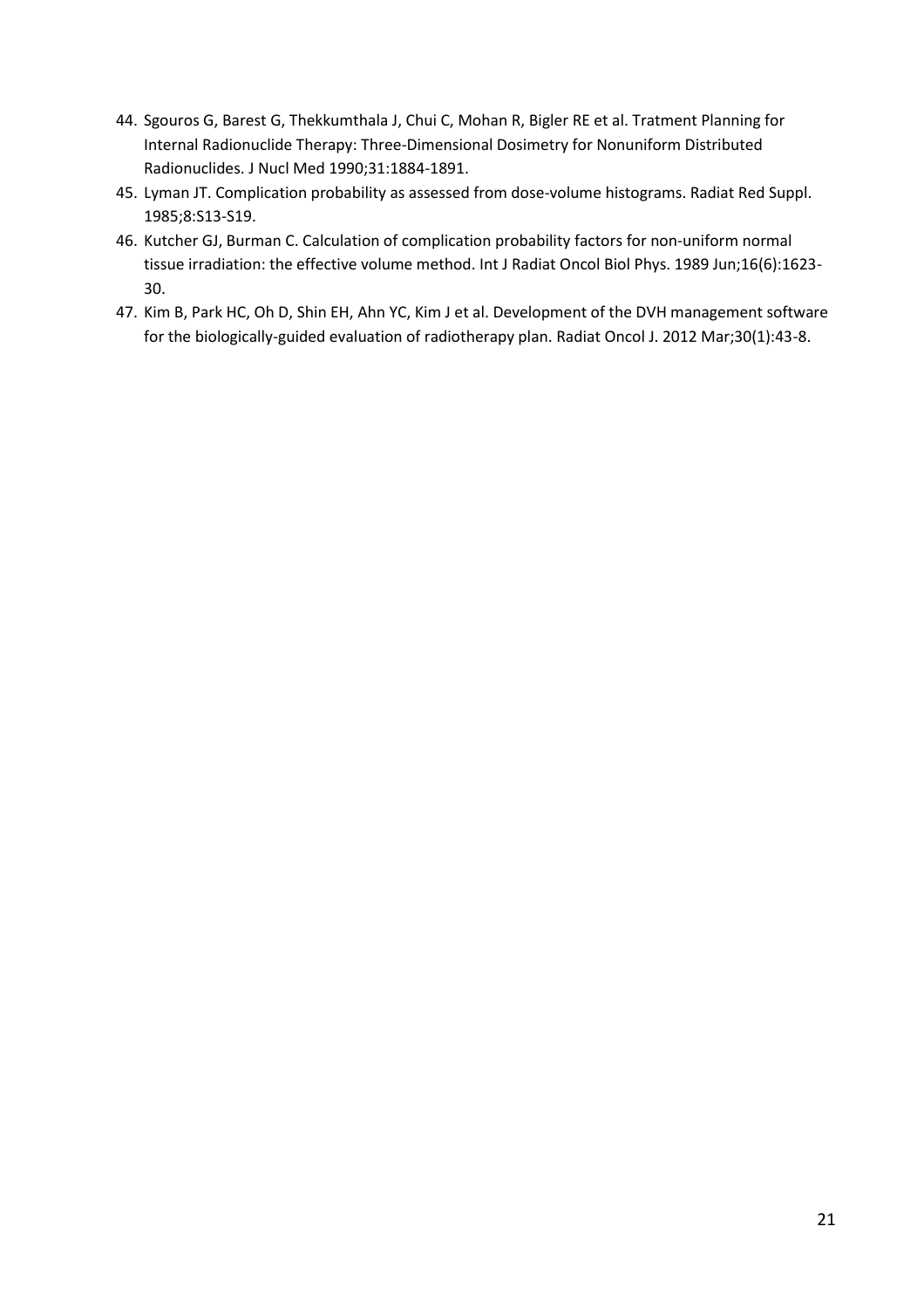44. Sgouros G, Barest G, Thekkumthala J, Chui C, Mohan R, Bigler RE et al. Tratment Planning for Internal Radionuclide Therapy: Three-Dimensional Dosimetry for Nonuniform Distributed Radionuclides. J Nucl Med 1990;31:1884-1891.
45. Lyman JT. Complication probability as assessed from dose-volume histograms. Radiat Red Suppl. 1985;8:S13-S19.
46. Kutcher GJ, Burman C. Calculation of complication probability factors for non-uniform normal tissue irradiation: the effective volume method. Int J Radiat Oncol Biol Phys. 1989 Jun;16(6):1623-30.
47. Kim B, Park HC, Oh D, Shin EH, Ahn YC, Kim J et al. Development of the DVH management software for the biologically-guided evaluation of radiotherapy plan. Radiat Oncol J. 2012 Mar;30(1):43-8.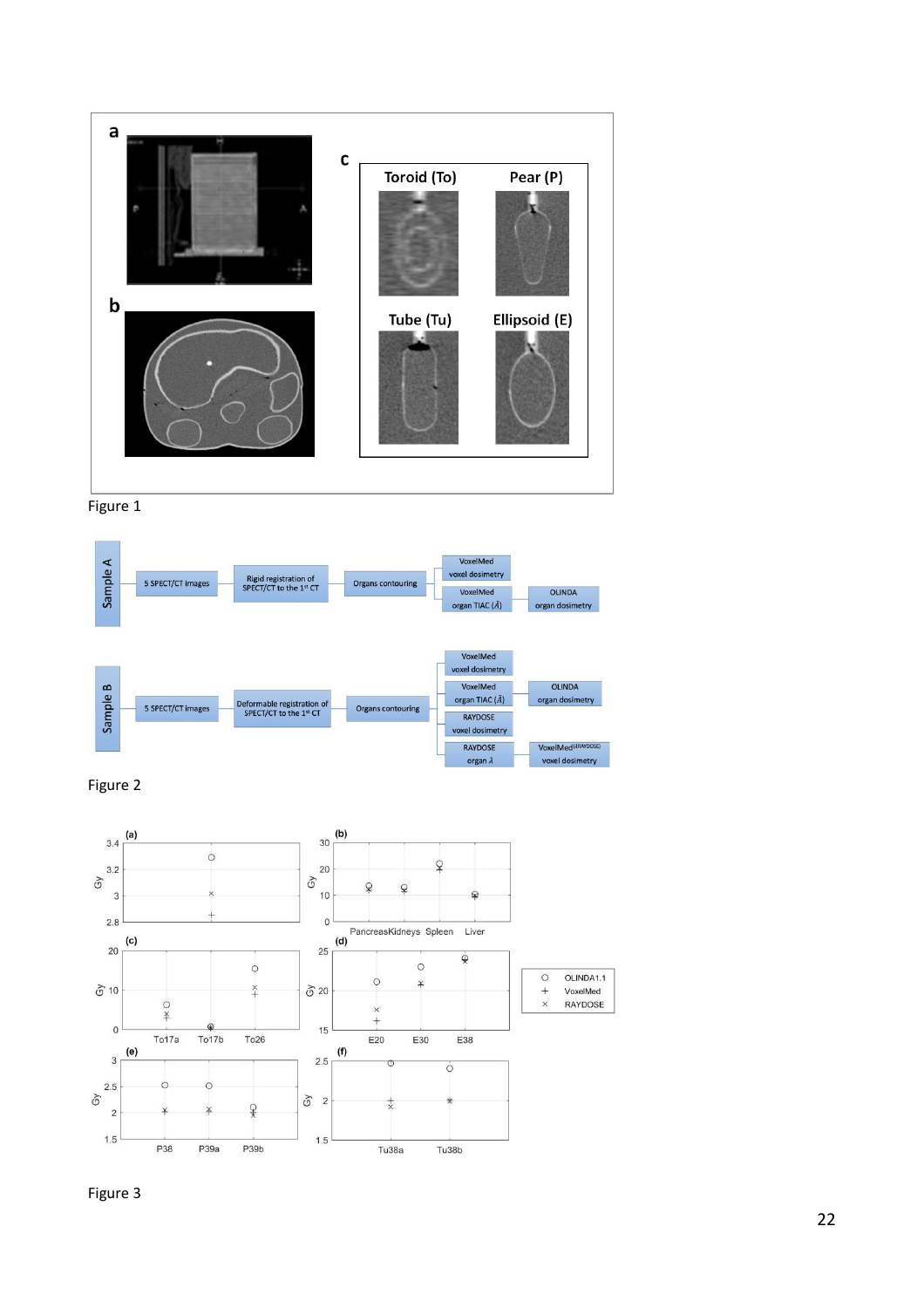Figure 1

Figure 2

Figure 3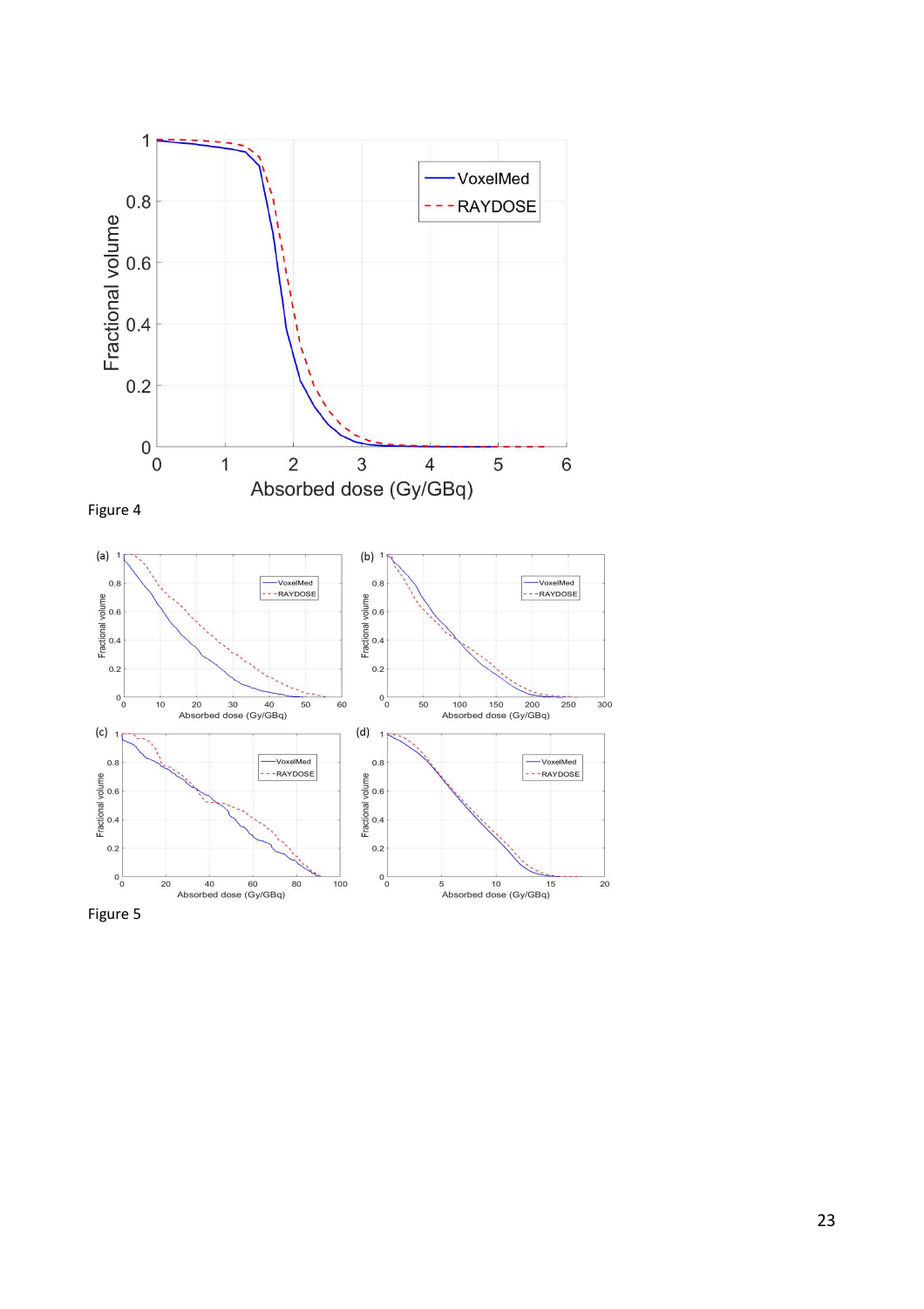Figure 4

Figure 5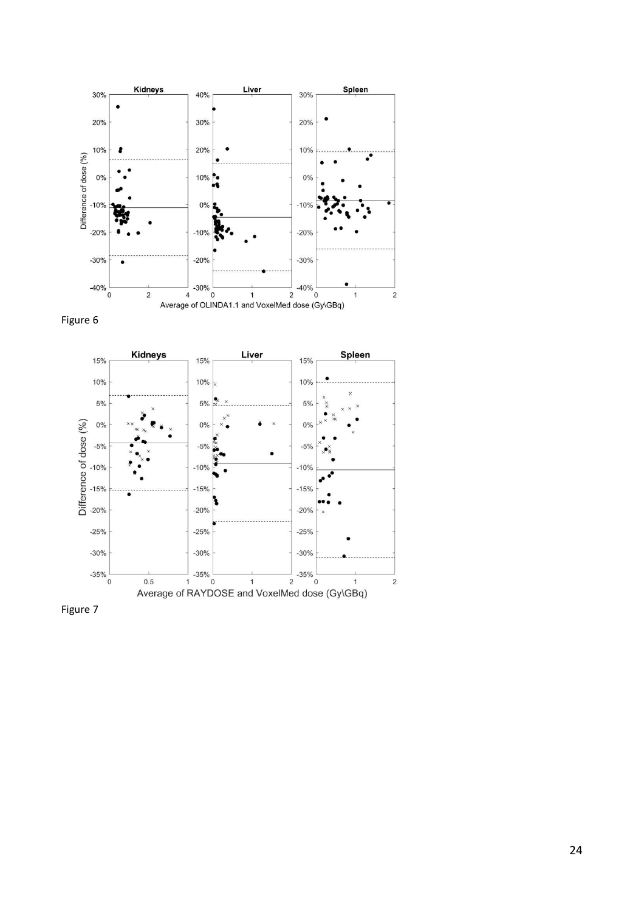Kidneys

Liver

Spleen

30%

20%

10%

0%

-10%

-20%

-30%

-40%

40%

30%

20%

10%

0%

-10%

-20%

-30%

Difference of dose (%)

0 2 4

0 1 2

0 1 2

Average of OLINDA1.1 and VoxelMed dose (Gy\GBq)

Figure 6

Kidneys

Liver

Spleen

15%

10%

5%

0%

-5%

-10%

-15%

-20%

-25%

-30%

-35%

Difference of dose (%)

0 0.5 1

0 1 2

0 1 2

Average of RAYDOSE and VoxelMed dose (Gy\GBq)

Figure 7